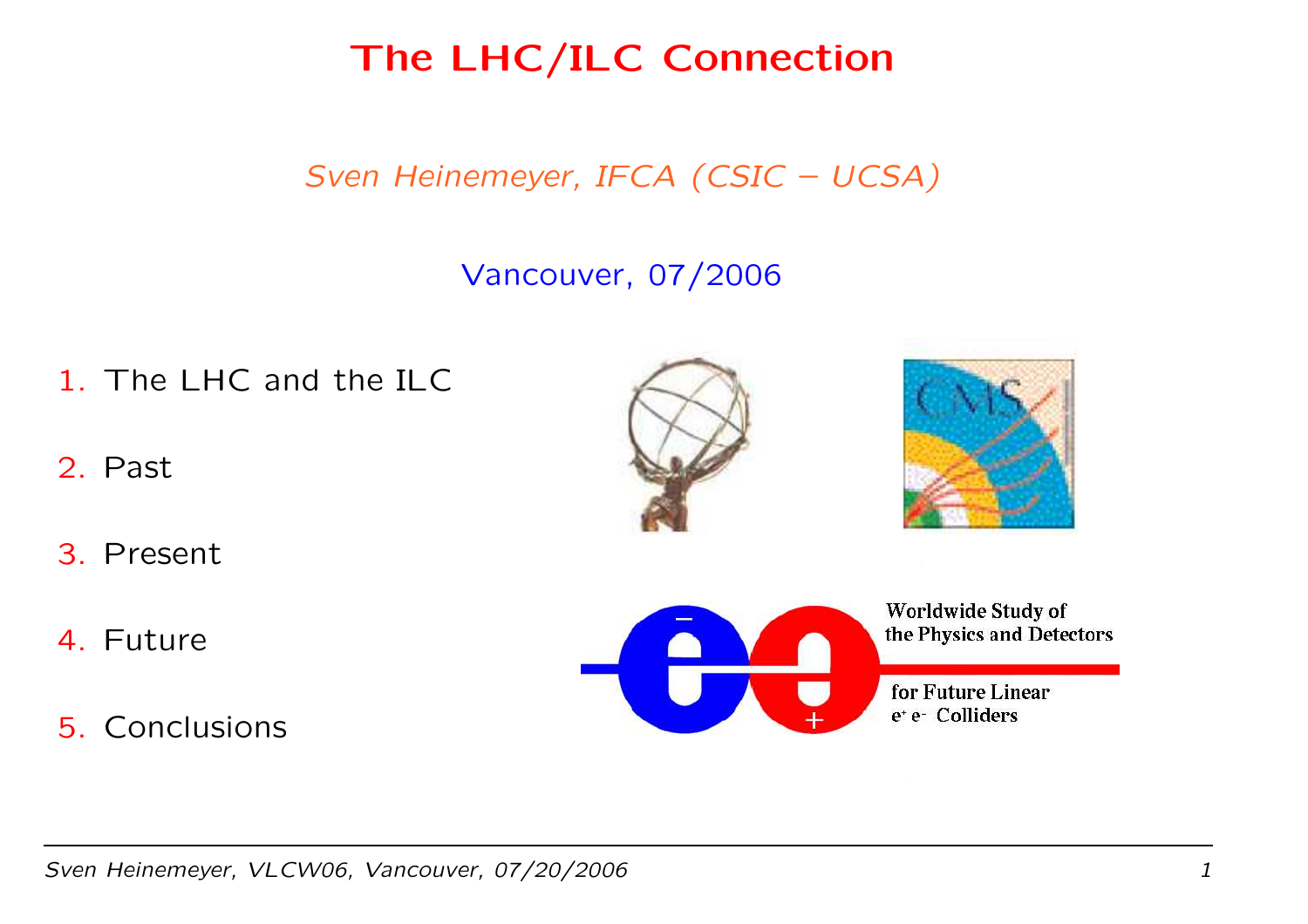# The LHC/ILC Connection

*Sven Heinemeyer, IFCA (CSIC – UCSA)*

Vancouver, 07/2006

1. The LHC and the ILC
2. Past
3. Present
4. Future
5. Conclusions

Worldwide Study of the Physics and Detectors for Future Linear $e^+e^-$ Colliders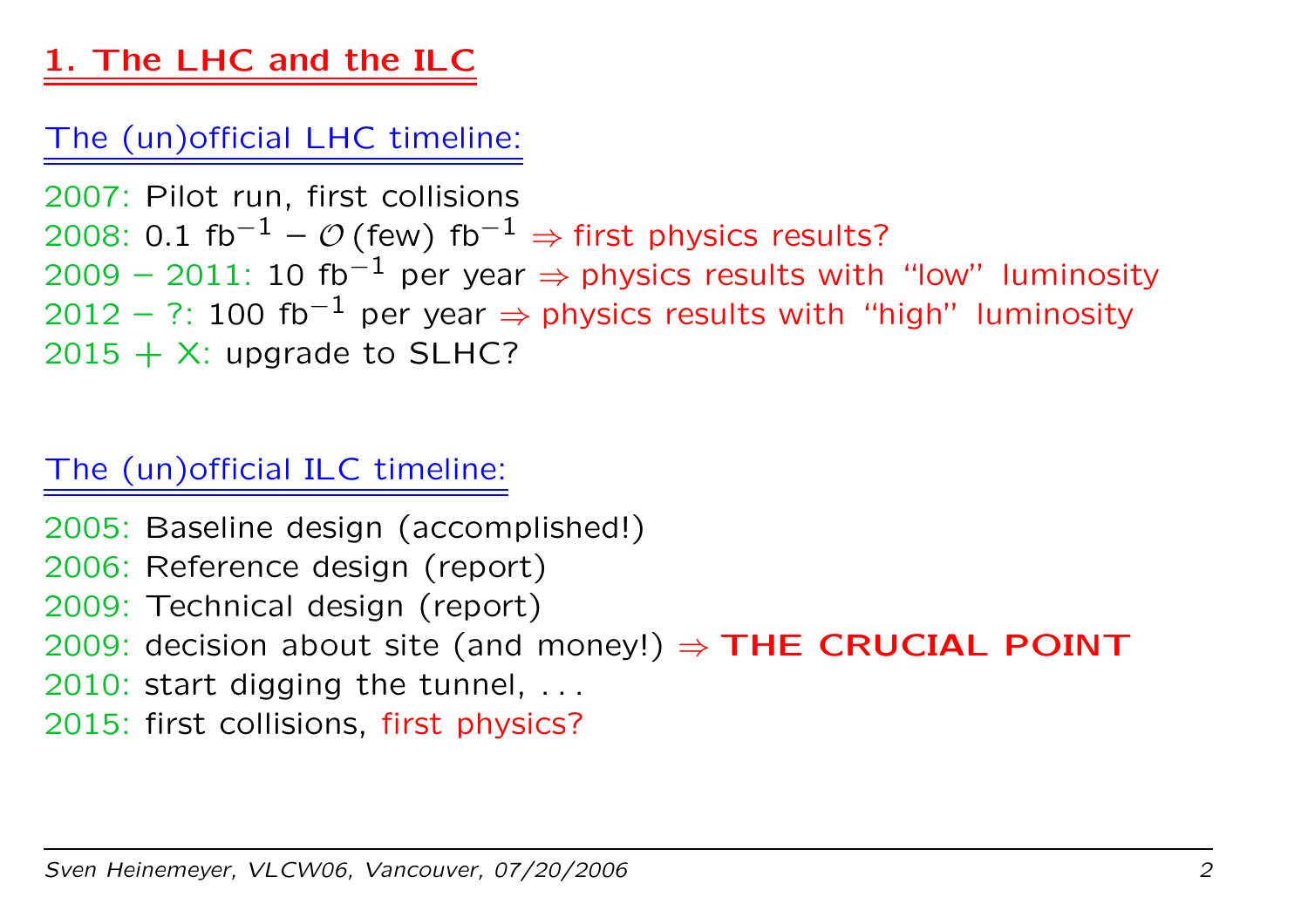# 1. The LHC and the ILC

## The (un)official LHC timeline:

2007: Pilot run, first collisions
2008: 0.1 $\text{fb}^{-1}$ – $\mathcal{O}$(few) $\text{fb}^{-1}$ $\Rightarrow$ first physics results?
2009 – 2011: 10 $\text{fb}^{-1}$ per year $\Rightarrow$ physics results with "low" luminosity
2012 – ?: 100 $\text{fb}^{-1}$ per year $\Rightarrow$ physics results with "high" luminosity
2015 + X: upgrade to SLHC?

## The (un)official ILC timeline:

2005: Baseline design (accomplished!)
2006: Reference design (report)
2009: Technical design (report)
2009: decision about site (and money!) $\Rightarrow$ **THE CRUCIAL POINT**
2010: start digging the tunnel, . . .
2015: first collisions, first physics?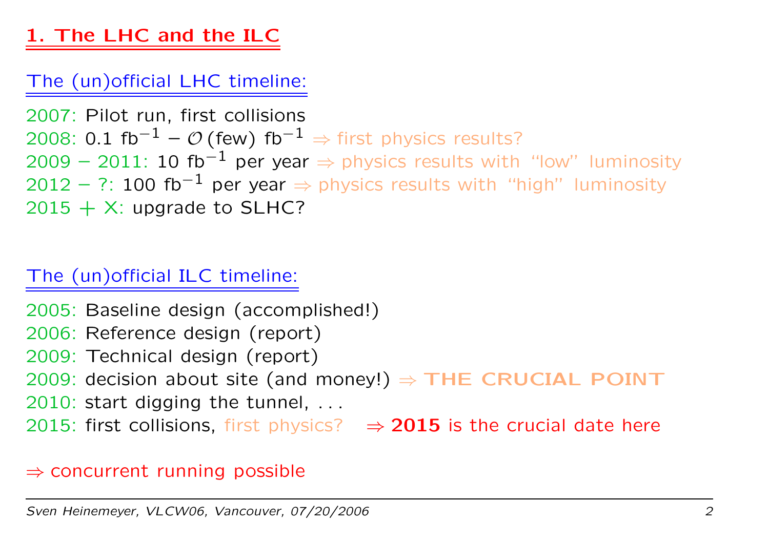## 1. The LHC and the ILC

### The (un)official LHC timeline:

2007: Pilot run, first collisions
2008: 0.1 $\text{fb}^{-1}$ – $\mathcal{O}$(few) $\text{fb}^{-1}$ ⇒ first physics results?
2009 – 2011: 10 $\text{fb}^{-1}$ per year ⇒ physics results with "low" luminosity
2012 – ?: 100 $\text{fb}^{-1}$ per year ⇒ physics results with "high" luminosity
2015 + X: upgrade to SLHC?

### The (un)official ILC timeline:

2005: Baseline design (accomplished!)
2006: Reference design (report)
2009: Technical design (report)
2009: decision about site (and money!) ⇒ **THE CRUCIAL POINT**
2010: start digging the tunnel, . . .
2015: first collisions, first physics? ⇒ **2015** is the crucial date here

⇒ concurrent running possible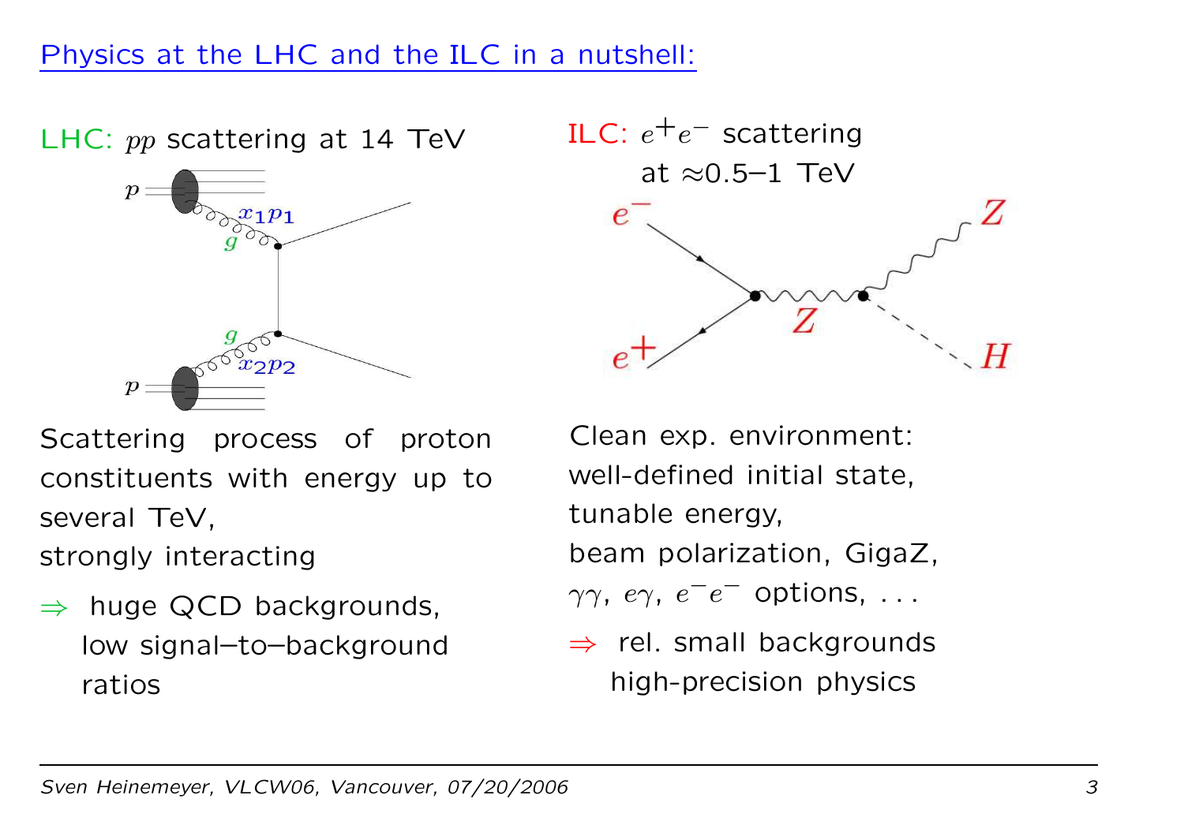## Physics at the LHC and the ILC in a nutshell:

LHC: $pp$ scattering at 14 TeV

Scattering process of proton constituents with energy up to several TeV, strongly interacting

$\Rightarrow$ huge QCD backgrounds, low signal–to–background ratios

ILC: $e^+e^-$ scattering at ≈0.5–1 TeV

Clean exp. environment: well-defined initial state, tunable energy, beam polarization, GigaZ, $\gamma\gamma$, $e\gamma$, $e^-e^-$ options, . . .

$\Rightarrow$ rel. small backgrounds high-precision physics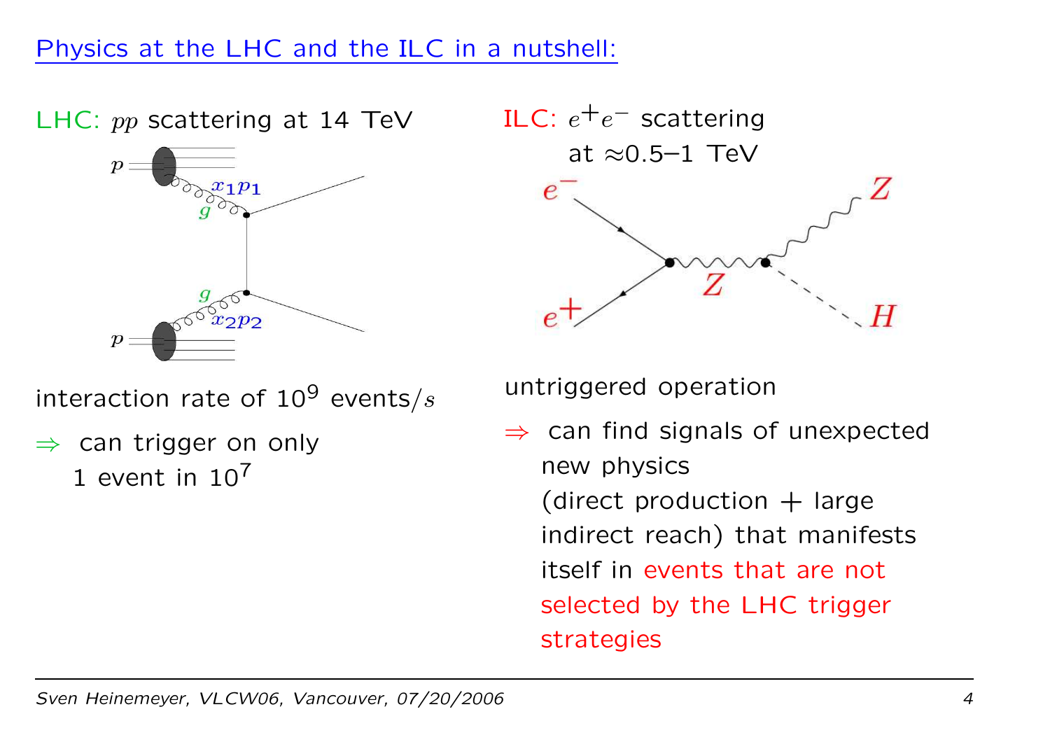## Physics at the LHC and the ILC in a nutshell:

LHC: $pp$ scattering at 14 TeV

interaction rate of $10^9$ events/$s$

$\Rightarrow$ can trigger on only 1 event in $10^7$

ILC: $e^+e^-$ scattering at ≈0.5–1 TeV

untriggered operation

$\Rightarrow$ can find signals of unexpected new physics (direct production + large indirect reach) that manifests itself in events that are not selected by the LHC trigger strategies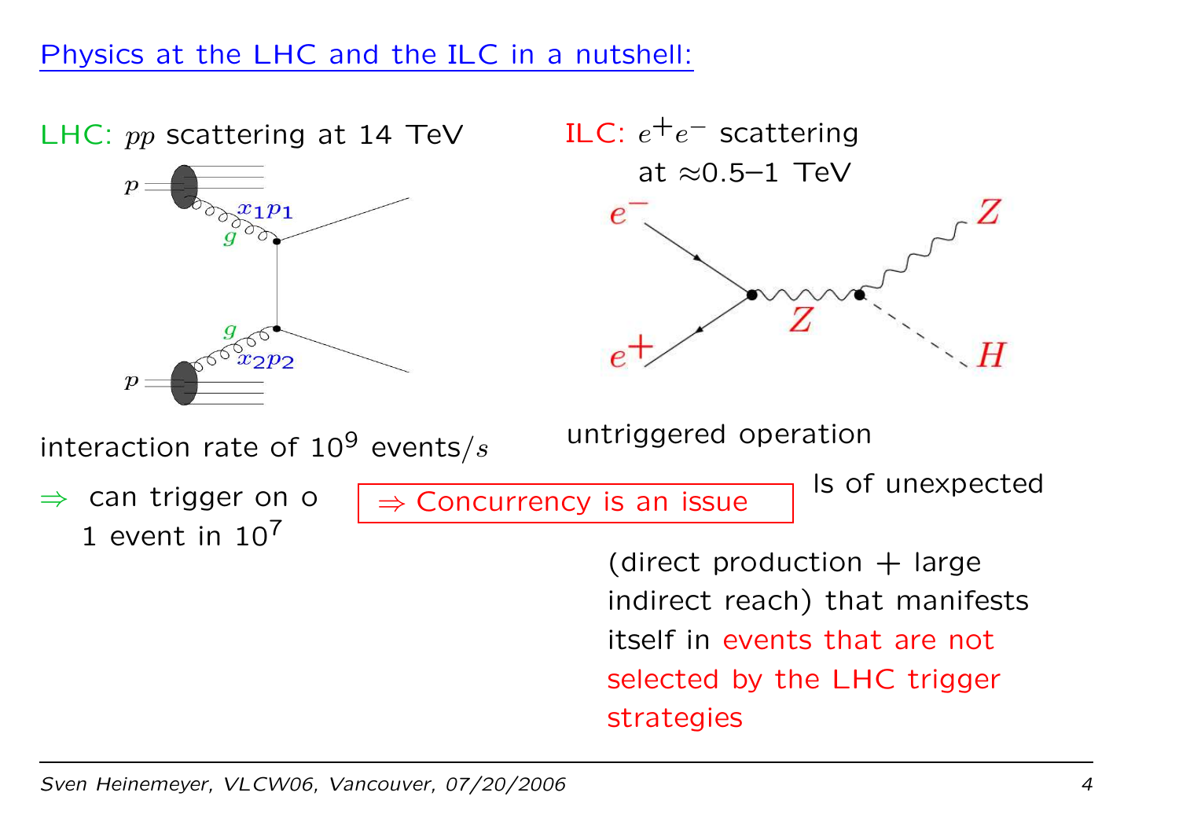## Physics at the LHC and the ILC in a nutshell:

LHC: $pp$ scattering at 14 TeV

$p$, $x_1 p_1$, $g$, $g$, $x_2 p_2$, $p$

interaction rate of $10^9$ events/$s$

$\Rightarrow$ can trigger on o
1 event in $10^7$

$\Rightarrow$ Concurrency is an issue

ILC: $e^+e^-$ scattering at $\approx$0.5–1 TeV

$e^-$, $e^+$, $Z$, $Z$, $H$

untriggered operation

ls of unexpected

(direct production + large indirect reach) that manifests itself in events that are not selected by the LHC trigger strategies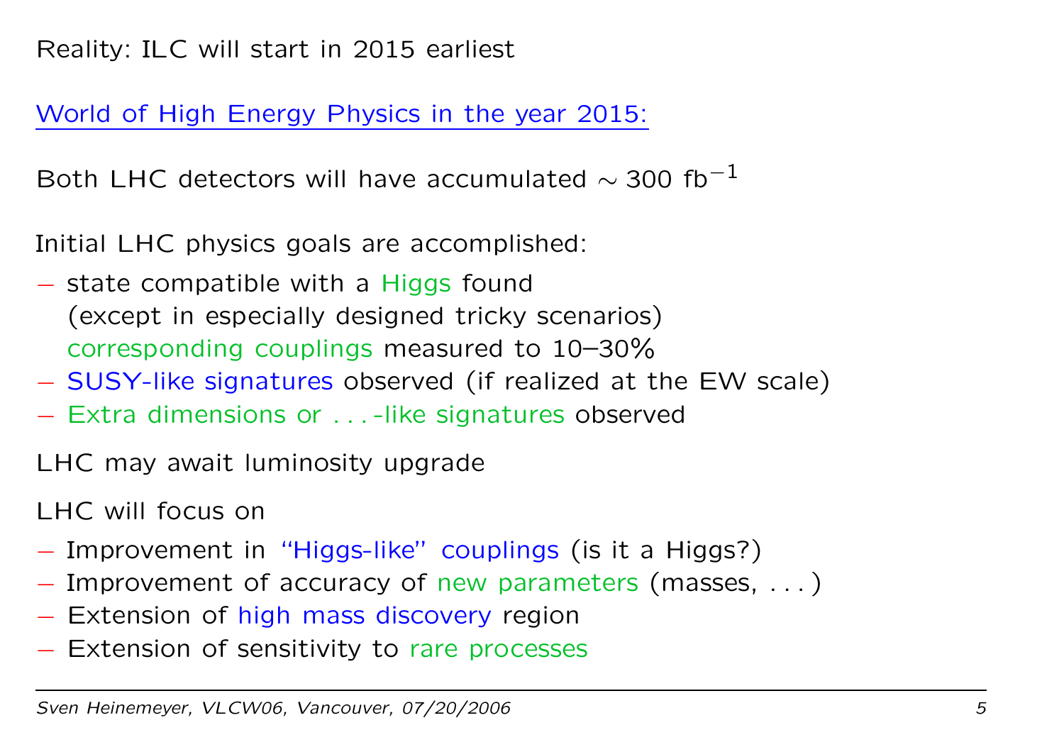Reality: ILC will start in 2015 earliest

World of High Energy Physics in the year 2015:

Both LHC detectors will have accumulated $\sim 300$ fb$^{-1}$

Initial LHC physics goals are accomplished:

- state compatible with a Higgs found
  (except in especially designed tricky scenarios)
  corresponding couplings measured to 10–30%
- SUSY-like signatures observed (if realized at the EW scale)
- Extra dimensions or . . .-like signatures observed

LHC may await luminosity upgrade

LHC will focus on

- Improvement in "Higgs-like" couplings (is it a Higgs?)
- Improvement of accuracy of new parameters (masses, . . . )
- Extension of high mass discovery region
- Extension of sensitivity to rare processes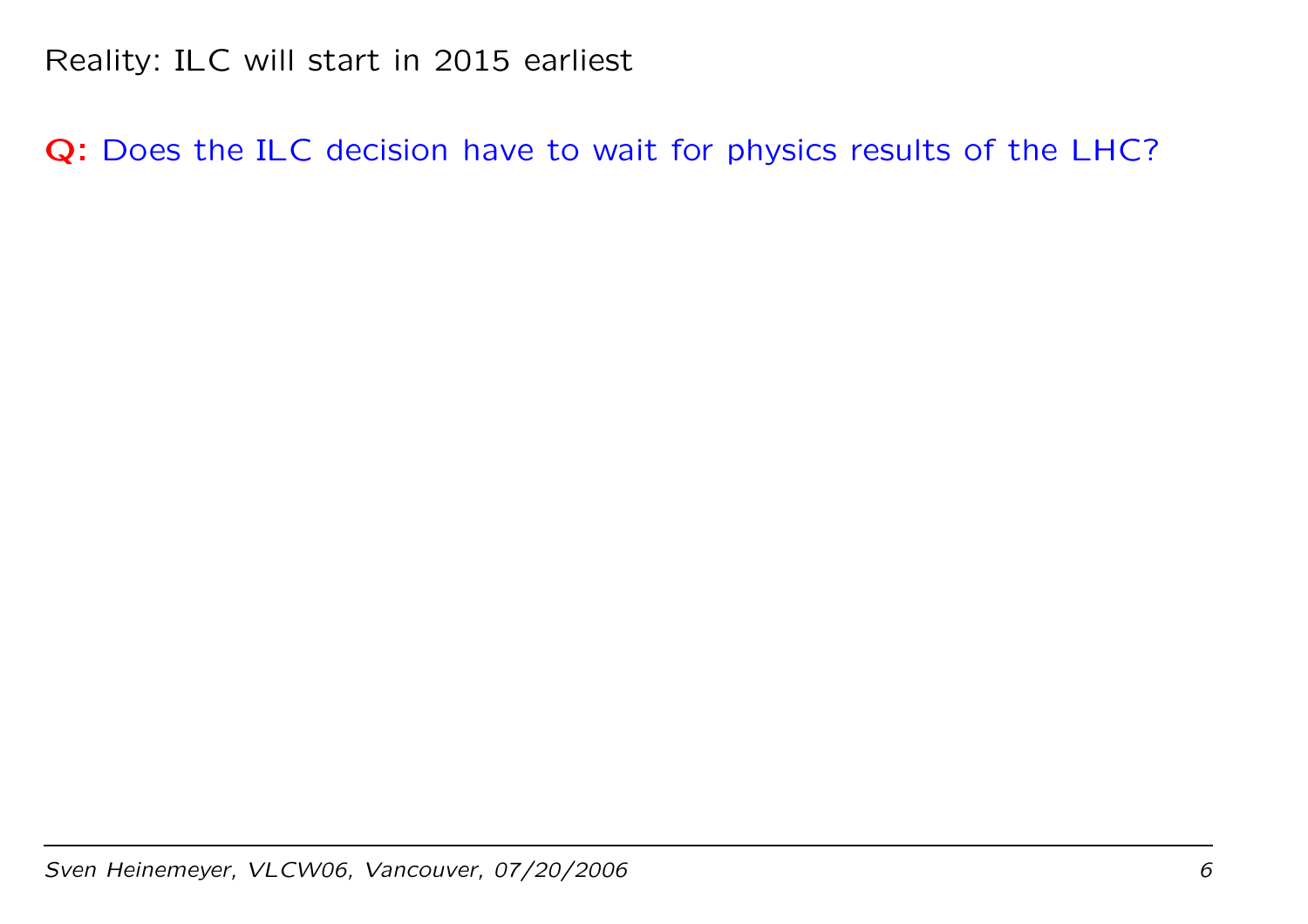Reality: ILC will start in 2015 earliest

**Q:** Does the ILC decision have to wait for physics results of the LHC?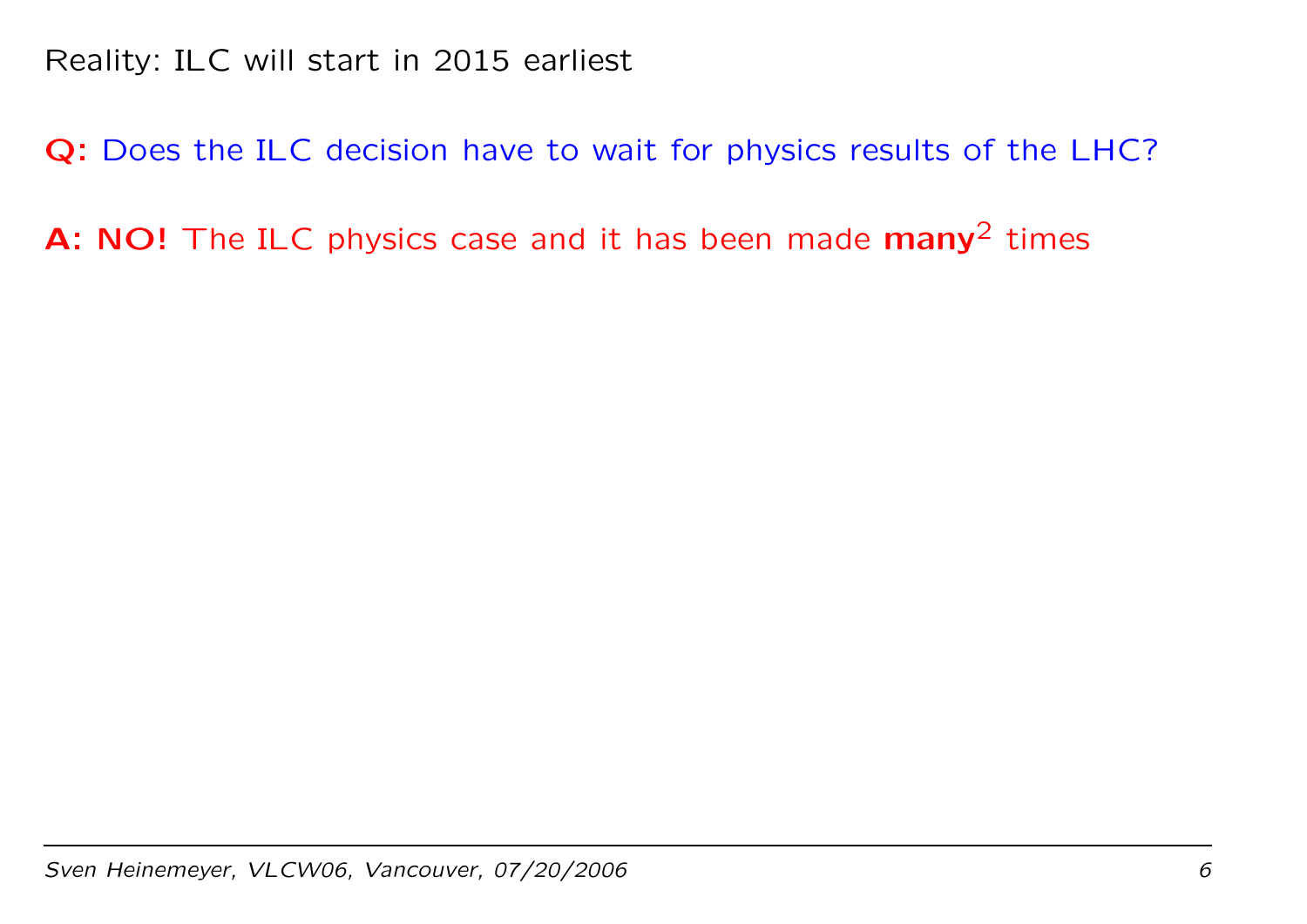Reality: ILC will start in 2015 earliest

**Q:** Does the ILC decision have to wait for physics results of the LHC?

**A: NO!** The ILC physics case and it has been made **many**$^2$ times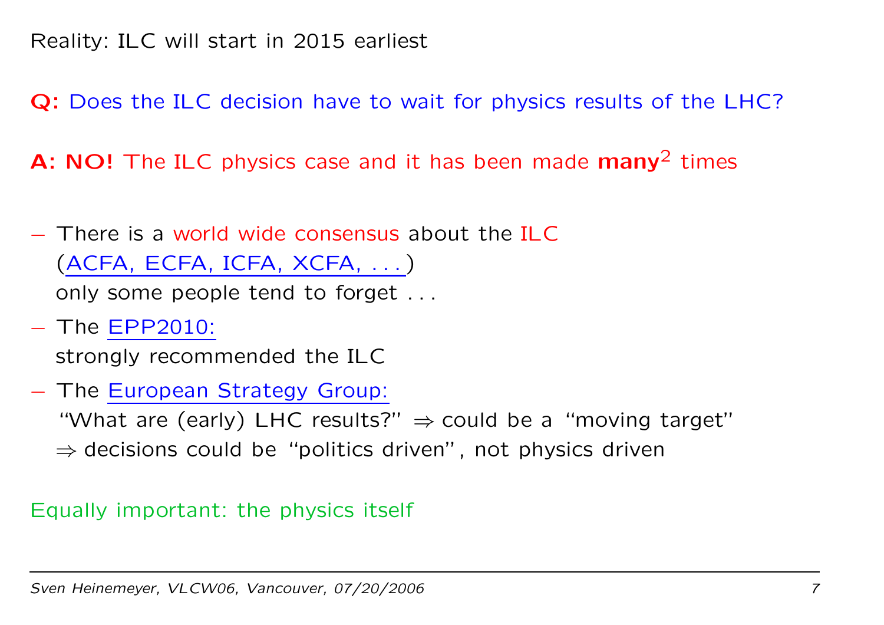Reality: ILC will start in 2015 earliest

**Q:** Does the ILC decision have to wait for physics results of the LHC?

**A: NO!** The ILC physics case and it has been made **many**$^2$ times

- There is a world wide consensus about the ILC (ACFA, ECFA, ICFA, XCFA, . . . ) only some people tend to forget . . .
- The EPP2010: strongly recommended the ILC
- The European Strategy Group: "What are (early) LHC results?" $\Rightarrow$ could be a "moving target" $\Rightarrow$ decisions could be "politics driven", not physics driven

Equally important: the physics itself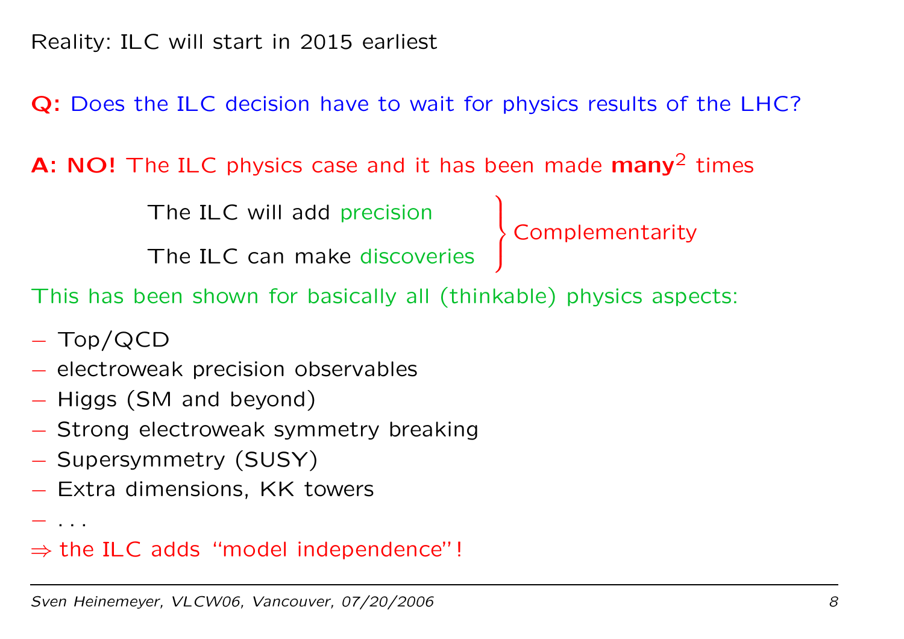Reality: ILC will start in 2015 earliest

**Q:** Does the ILC decision have to wait for physics results of the LHC?

**A: NO!** The ILC physics case and it has been made **many**$^2$ times

The ILC will add precision
The ILC can make discoveries
} Complementarity

This has been shown for basically all (thinkable) physics aspects:

- Top/QCD
- electroweak precision observables
- Higgs (SM and beyond)
- Strong electroweak symmetry breaking
- Supersymmetry (SUSY)
- Extra dimensions, KK towers
- ...

$\Rightarrow$ the ILC adds "model independence"!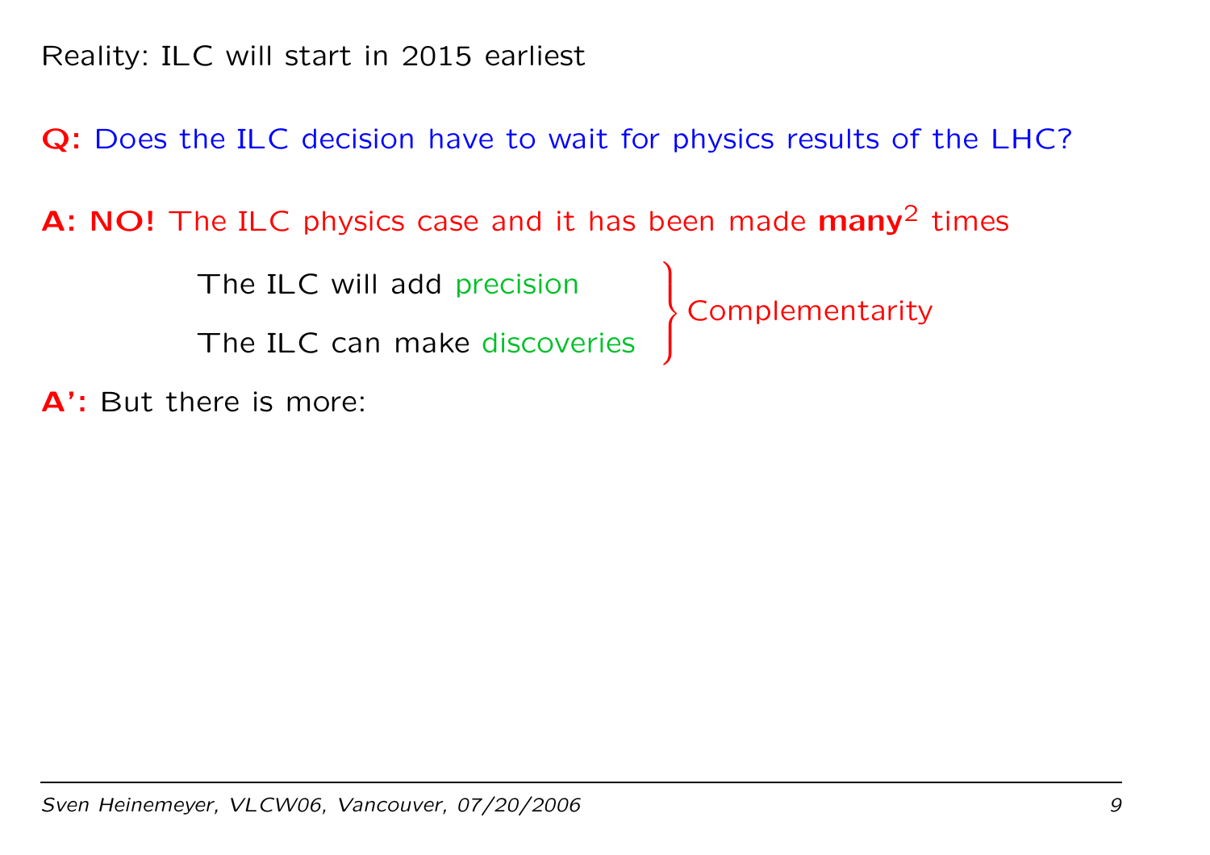Reality: ILC will start in 2015 earliest

**Q:** Does the ILC decision have to wait for physics results of the LHC?

**A: NO!** The ILC physics case and it has been made **many**$^2$ times

The ILC will add precision
The ILC can make discoveries
} Complementarity

**A':** But there is more: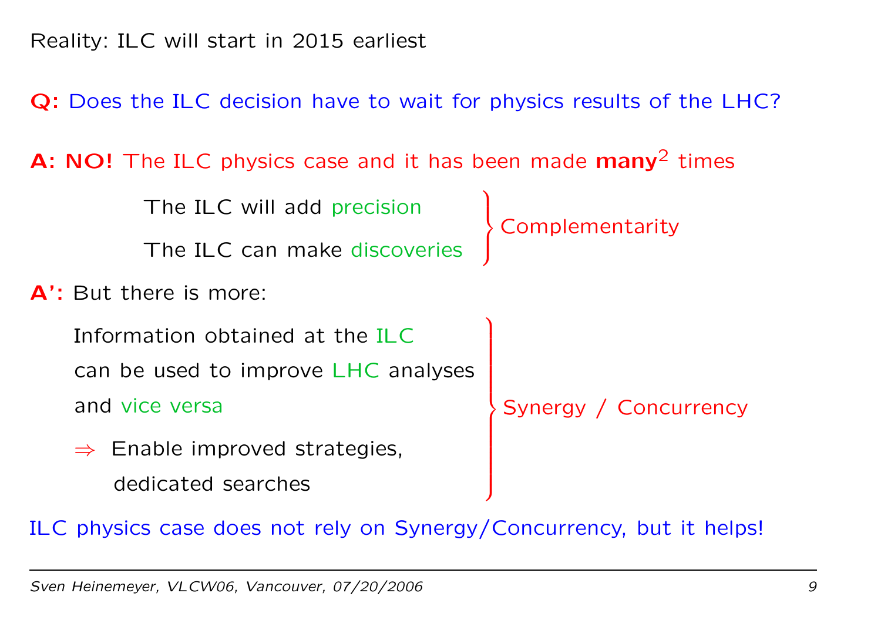Reality: ILC will start in 2015 earliest

**Q:** Does the ILC decision have to wait for physics results of the LHC?

**A: NO!** The ILC physics case and it has been made **many**$^2$ times

- The ILC will add precision
- The ILC can make discoveries

} Complementarity

**A':** But there is more:

- Information obtained at the ILC can be used to improve LHC analyses and vice versa
- $\Rightarrow$ Enable improved strategies, dedicated searches

} Synergy / Concurrency

ILC physics case does not rely on Synergy/Concurrency, but it helps!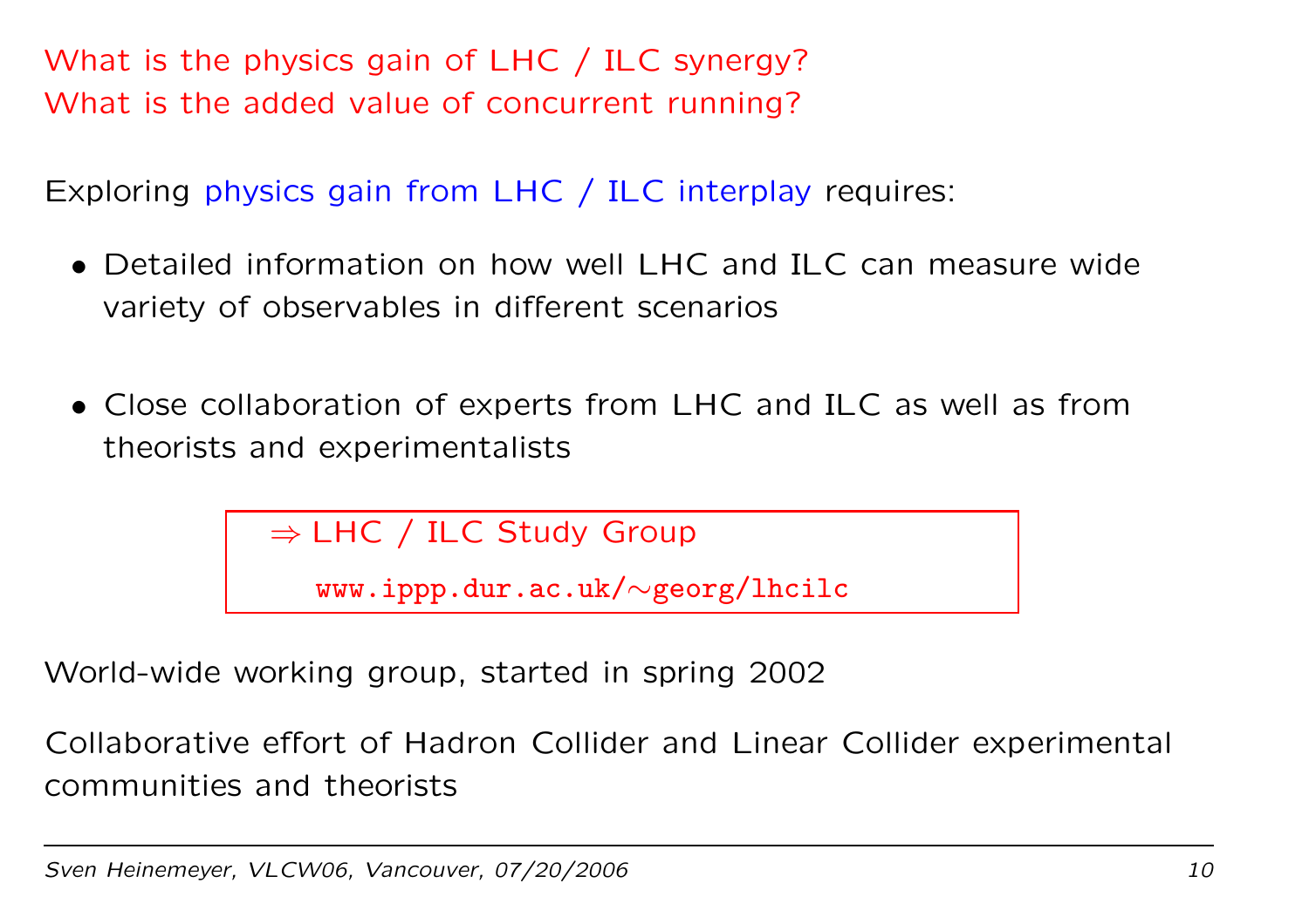What is the physics gain of LHC / ILC synergy?
What is the added value of concurrent running?

Exploring physics gain from LHC / ILC interplay requires:

- Detailed information on how well LHC and ILC can measure wide variety of observables in different scenarios

- Close collaboration of experts from LHC and ILC as well as from theorists and experimentalists

$\Rightarrow$ LHC / ILC Study Group

`www.ippp.dur.ac.uk/~georg/lhcilc`

World-wide working group, started in spring 2002

Collaborative effort of Hadron Collider and Linear Collider experimental communities and theorists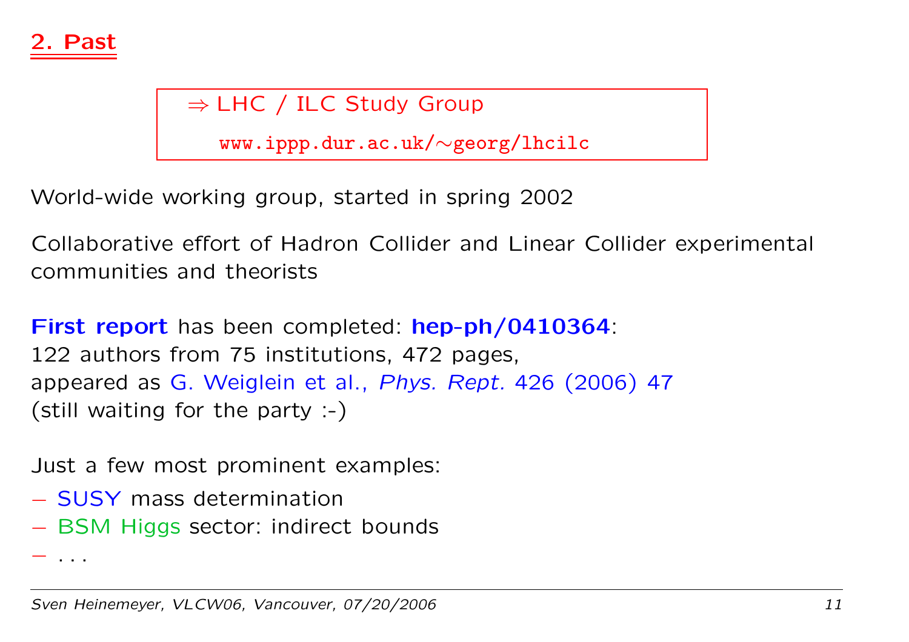## 2. Past

> ⇒ LHC / ILC Study Group
>
> `www.ippp.dur.ac.uk/∼georg/lhcilc`

World-wide working group, started in spring 2002

Collaborative effort of Hadron Collider and Linear Collider experimental communities and theorists

**First report** has been completed: **hep-ph/0410364**:
122 authors from 75 institutions, 472 pages,
appeared as G. Weiglein et al., *Phys. Rept.* 426 (2006) 47
(still waiting for the party :-)

Just a few most prominent examples:

- SUSY mass determination
- BSM Higgs sector: indirect bounds
- ...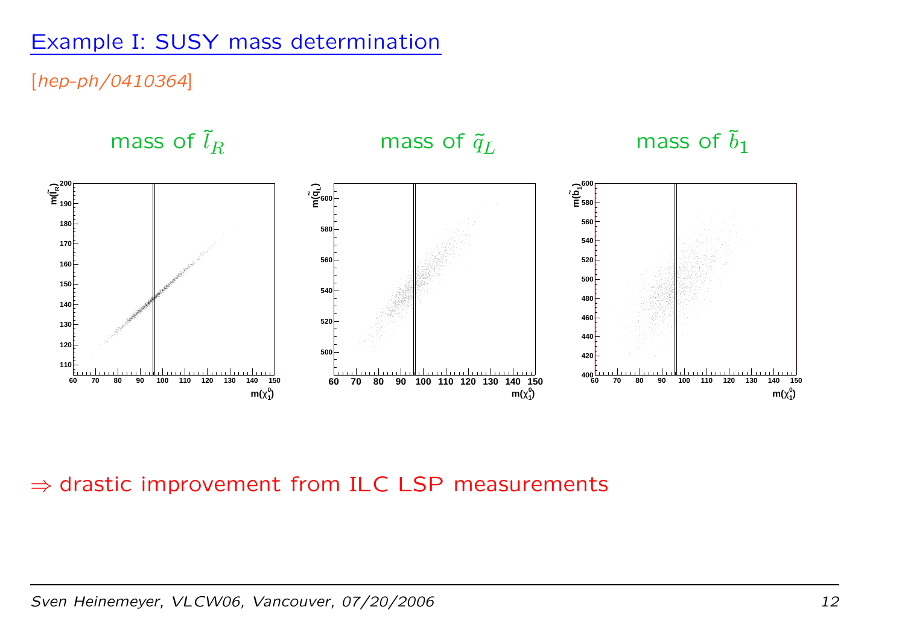## Example I: SUSY mass determination

[*hep-ph/0410364*]

mass of $\tilde{l}_R$ mass of $\tilde{q}_L$ mass of $\tilde{b}_1$

$\Rightarrow$ drastic improvement from ILC LSP measurements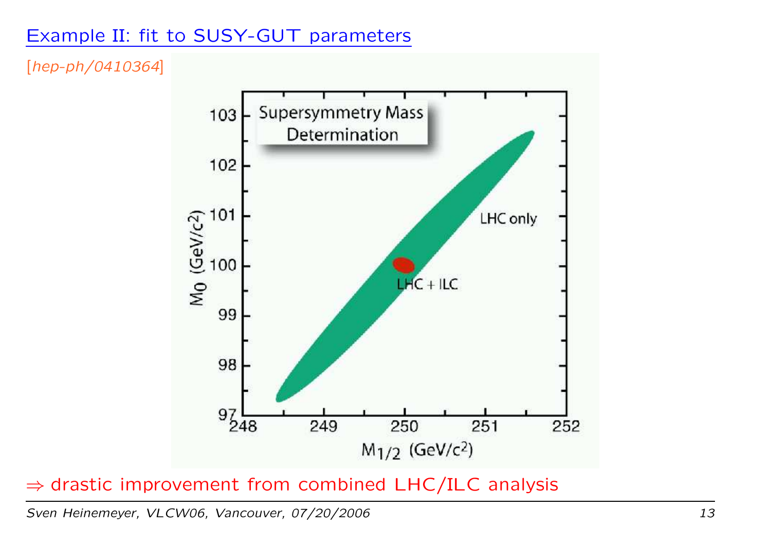## Example II: fit to SUSY-GUT parameters

[*hep-ph/0410364*]

Supersymmetry Mass Determination

LHC only

LHC + ILC

$M_0$ (GeV/$c^2$)

$M_{1/2}$ (GeV/$c^2$)

$\Rightarrow$ drastic improvement from combined LHC/ILC analysis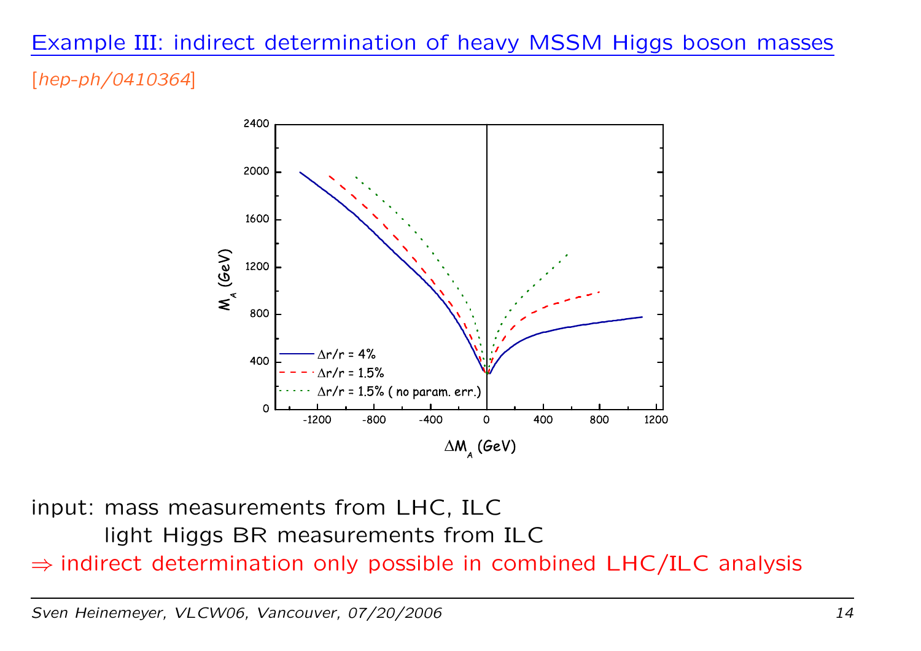## Example III: indirect determination of heavy MSSM Higgs boson masses

[*hep-ph/0410364*]

input: mass measurements from LHC, ILC

light Higgs BR measurements from ILC

$\Rightarrow$ indirect determination only possible in combined LHC/ILC analysis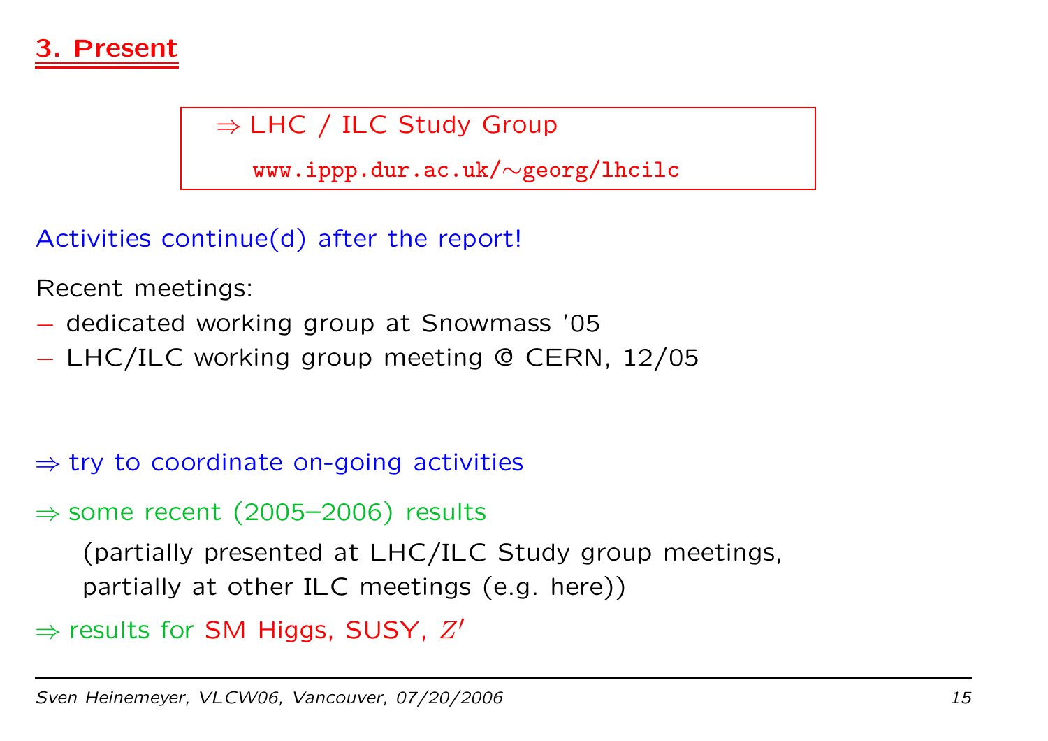## 3. Present

$\Rightarrow$ LHC / ILC Study Group

www.ippp.dur.ac.uk/~georg/lhcilc

Activities continue(d) after the report!

Recent meetings:

- dedicated working group at Snowmass '05
- LHC/ILC working group meeting @ CERN, 12/05

$\Rightarrow$ try to coordinate on-going activities

$\Rightarrow$ some recent (2005–2006) results

(partially presented at LHC/ILC Study group meetings, partially at other ILC meetings (e.g. here))

$\Rightarrow$ results for SM Higgs, SUSY, $Z'$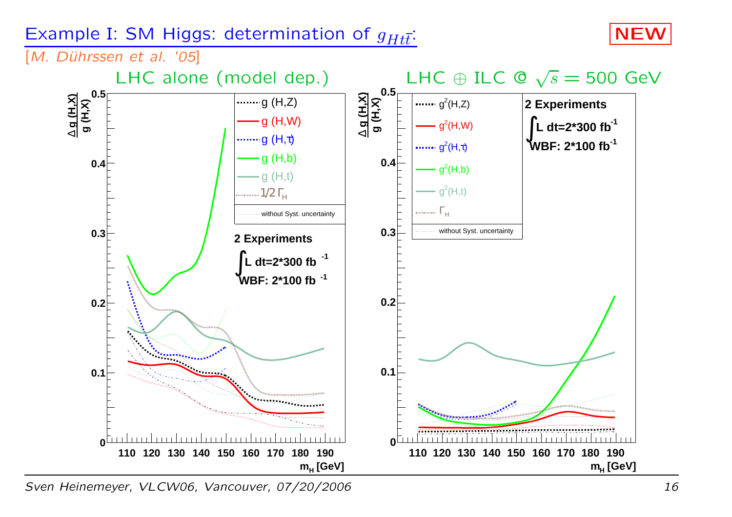# Example I: SM Higgs: determination of $g_{Ht\bar{t}}$:

[*M. Dührssen et al. '05*]

**NEW**

LHC alone (model dep.)

- $\frac{\Delta g(H,X)}{g(H,X)}$ vs. $m_H$ [GeV] (110–190)
- Legend: g (H,Z), g (H,W), g (H,τ), g (H,b), g (H,t), 1/2 $\Gamma_H$, without Syst. uncertainty
- 2 Experiments
- $\int L\,dt = 2*300\ \text{fb}^{-1}$
- WBF: $2*100\ \text{fb}^{-1}$

LHC $\oplus$ ILC @ $\sqrt{s} = 500$ GeV

- $\frac{\Delta g(H,X)}{g(H,X)}$ vs. $m_H$ [GeV] (110–190)
- Legend: $g^2$(H,Z), $g^2$(H,W), $g^2$(H,τ), $g^2$(H,b), $g^2$(H,t), $\Gamma_H$, without Syst. uncertainty
- 2 Experiments
- $\int L\,dt = 2*300\ \text{fb}^{-1}$
- WBF: $2*100\ \text{fb}^{-1}$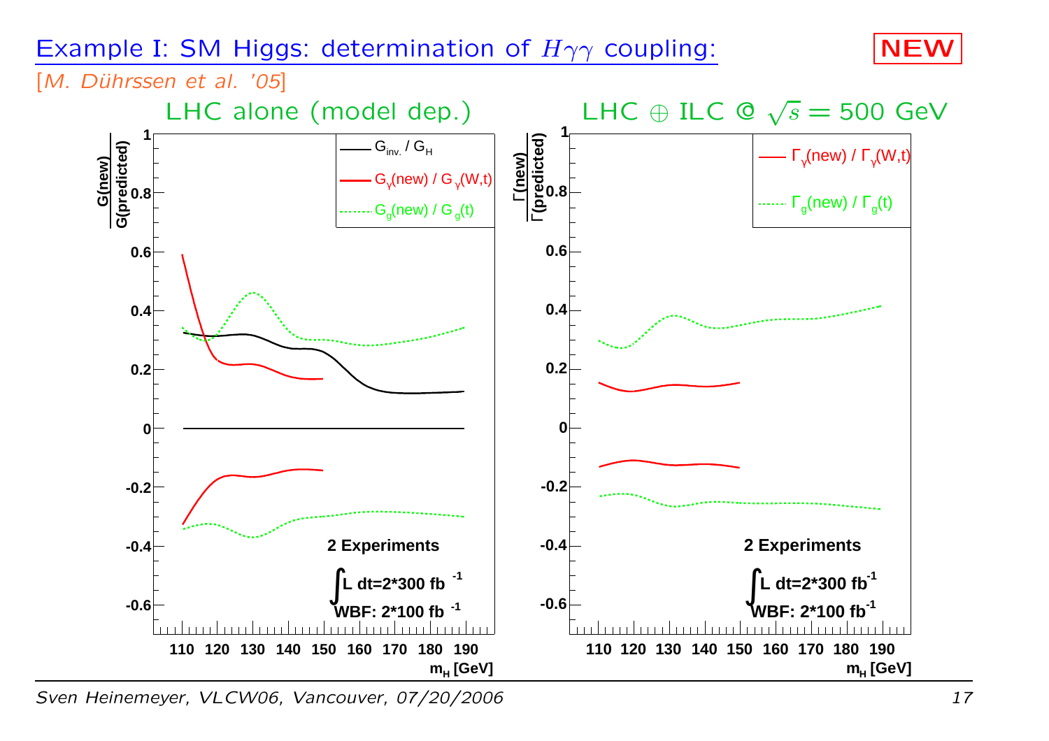# Example I: SM Higgs: determination of $H\gamma\gamma$ coupling:

**NEW**

[*M. Dührssen et al. '05*]

LHC alone (model dep.)

LHC $\oplus$ ILC @ $\sqrt{s} = 500$ GeV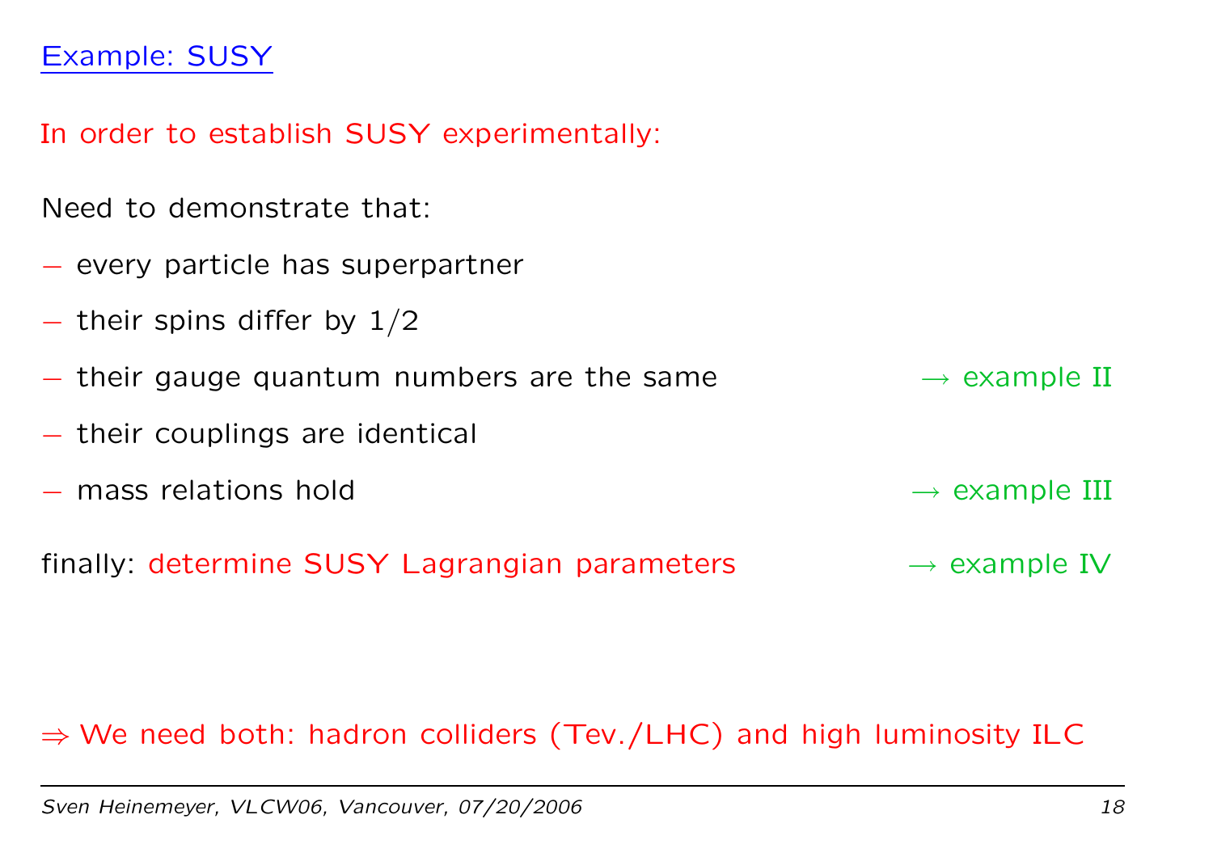## Example: SUSY

In order to establish SUSY experimentally:

Need to demonstrate that:

- every particle has superpartner
- their spins differ by 1/2
- their gauge quantum numbers are the same $\rightarrow$ example II
- their couplings are identical
- mass relations hold $\rightarrow$ example III

finally: determine SUSY Lagrangian parameters $\rightarrow$ example IV

$\Rightarrow$ We need both: hadron colliders (Tev./LHC) and high luminosity ILC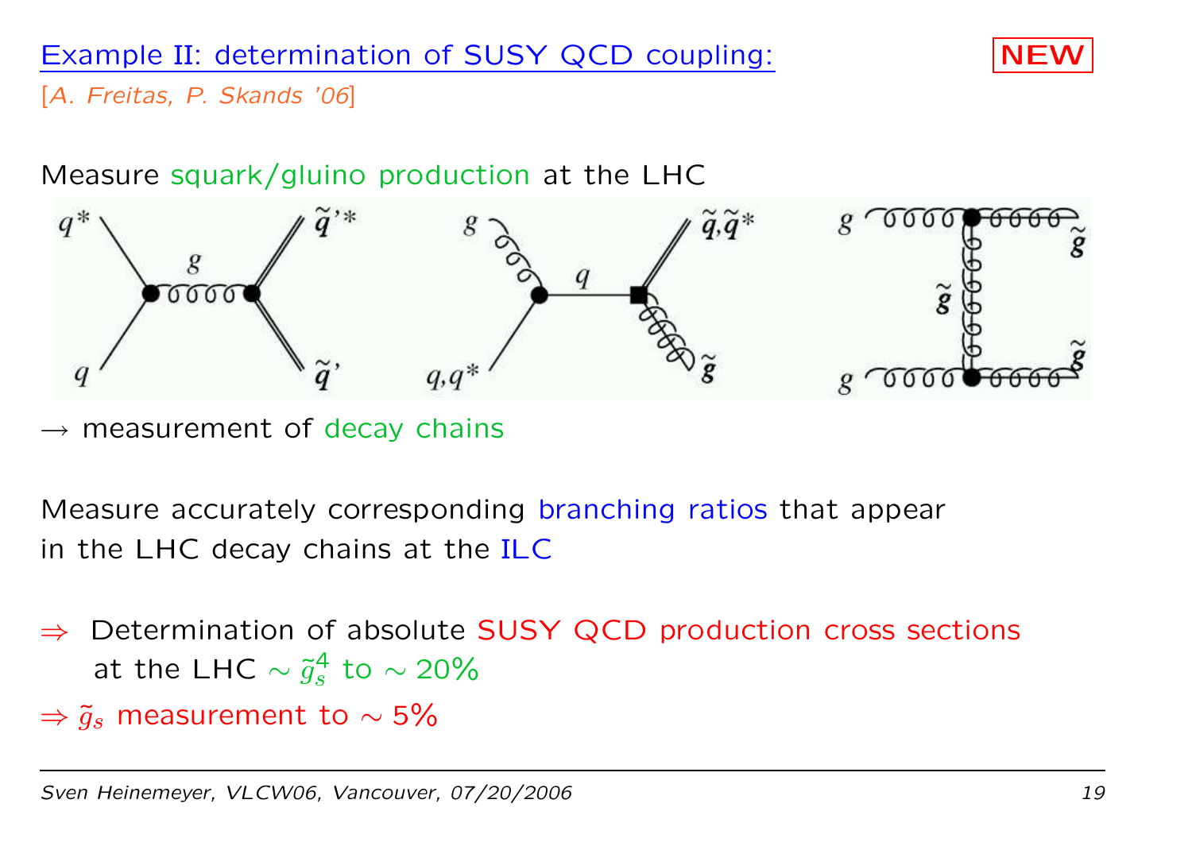## Example II: determination of SUSY QCD coupling:

**NEW**

[*A. Freitas, P. Skands '06*]

Measure squark/gluino production at the LHC

$\rightarrow$ measurement of decay chains

Measure accurately corresponding branching ratios that appear in the LHC decay chains at the ILC

$\Rightarrow$ Determination of absolute SUSY QCD production cross sections at the LHC $\sim \tilde{g}_s^4$ to $\sim 20\%$

$\Rightarrow \tilde{g}_s$ measurement to $\sim 5\%$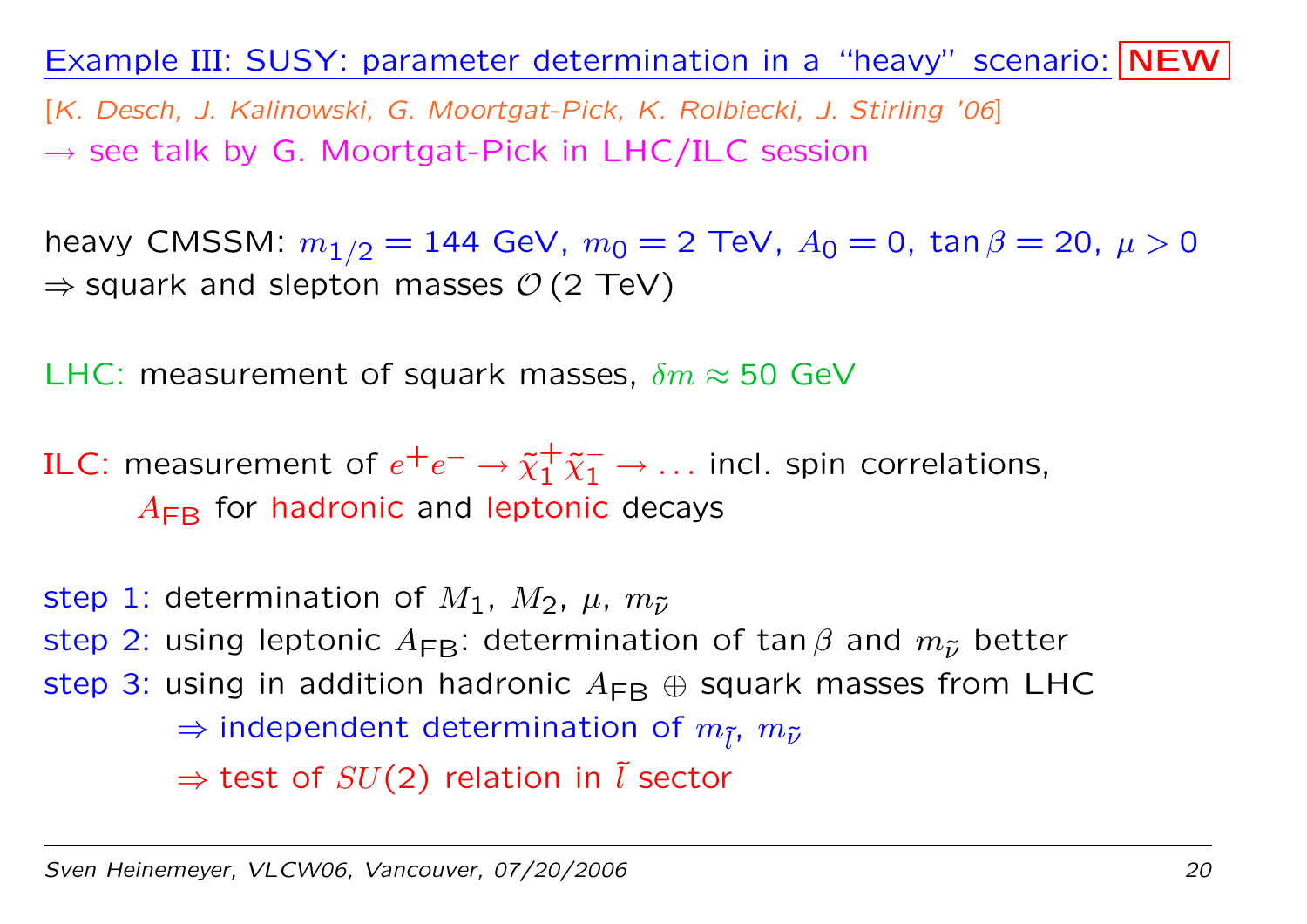## Example III: SUSY: parameter determination in a "heavy" scenario: **NEW**

[*K. Desch, J. Kalinowski, G. Moortgat-Pick, K. Rolbiecki, J. Stirling '06*]
→ see talk by G. Moortgat-Pick in LHC/ILC session

heavy CMSSM: $m_{1/2} = 144$ GeV, $m_0 = 2$ TeV, $A_0 = 0$, $\tan\beta = 20$, $\mu > 0$
⇒ squark and slepton masses $\mathcal{O}\,(2$ TeV$)$

LHC: measurement of squark masses, $\delta m \approx 50$ GeV

ILC: measurement of $e^+e^- \to \tilde{\chi}_1^+\tilde{\chi}_1^- \to \ldots$ incl. spin correlations,
$A_{\text{FB}}$ for hadronic and leptonic decays

step 1: determination of $M_1$, $M_2$, $\mu$, $m_{\tilde{\nu}}$
step 2: using leptonic $A_{\text{FB}}$: determination of $\tan\beta$ and $m_{\tilde{\nu}}$ better
step 3: using in addition hadronic $A_{\text{FB}}$ ⊕ squark masses from LHC
⇒ independent determination of $m_{\tilde{l}}$, $m_{\tilde{\nu}}$
⇒ test of $SU(2)$ relation in $\tilde{l}$ sector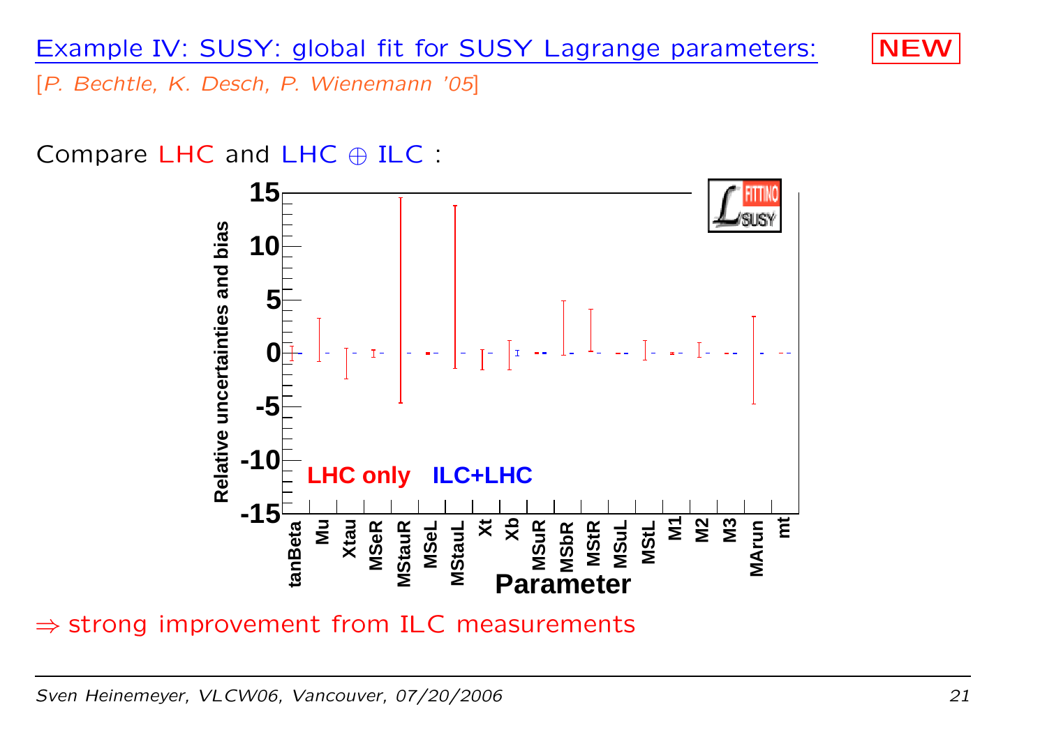## Example IV: SUSY: global fit for SUSY Lagrange parameters: NEW

[*P. Bechtle, K. Desch, P. Wienemann '05*]

Compare LHC and LHC $\oplus$ ILC :

$\Rightarrow$ strong improvement from ILC measurements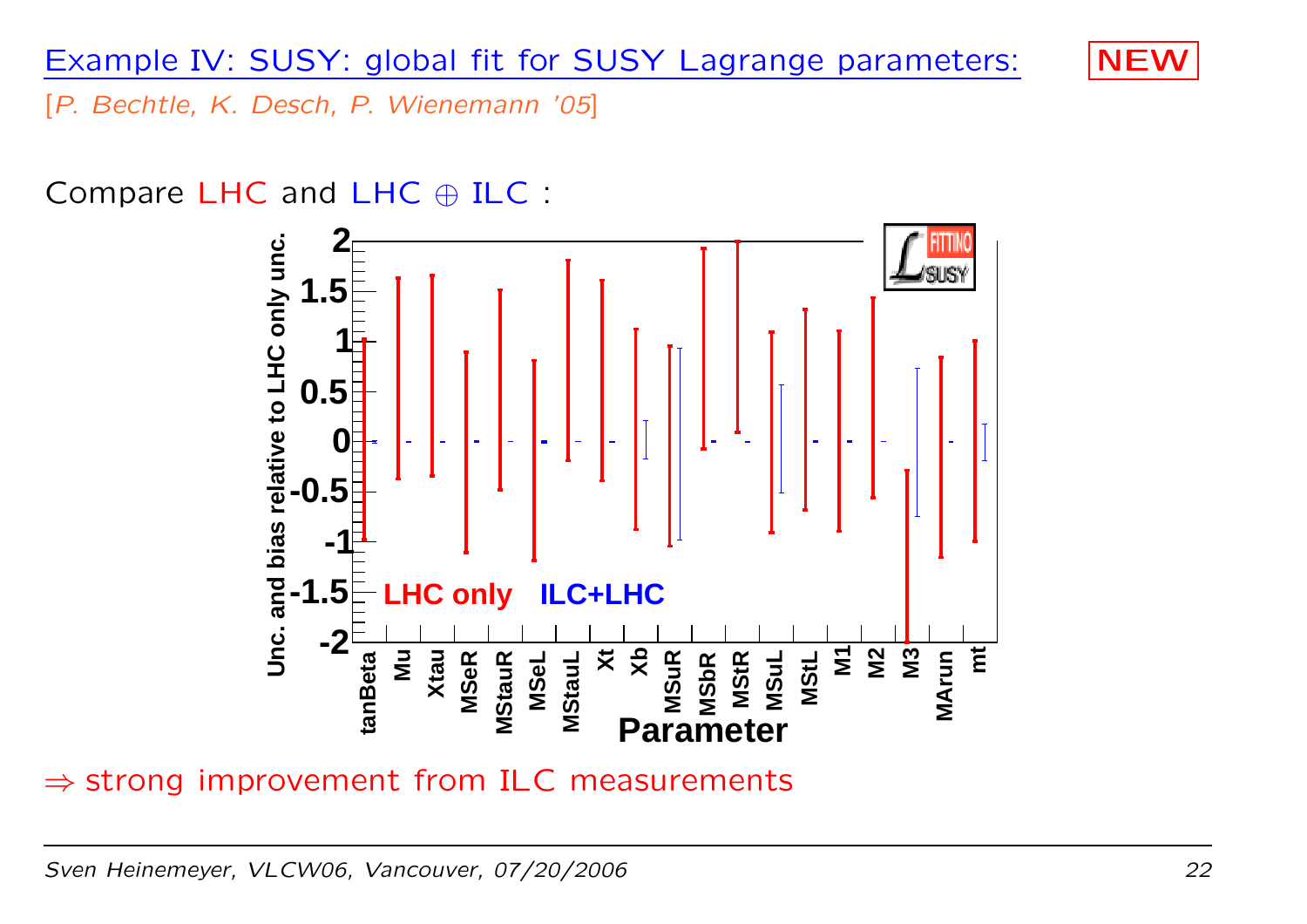## Example IV: SUSY: global fit for SUSY Lagrange parameters: **NEW**

[*P. Bechtle, K. Desch, P. Wienemann '05*]

Compare LHC and LHC $\oplus$ ILC :

$\Rightarrow$ strong improvement from ILC measurements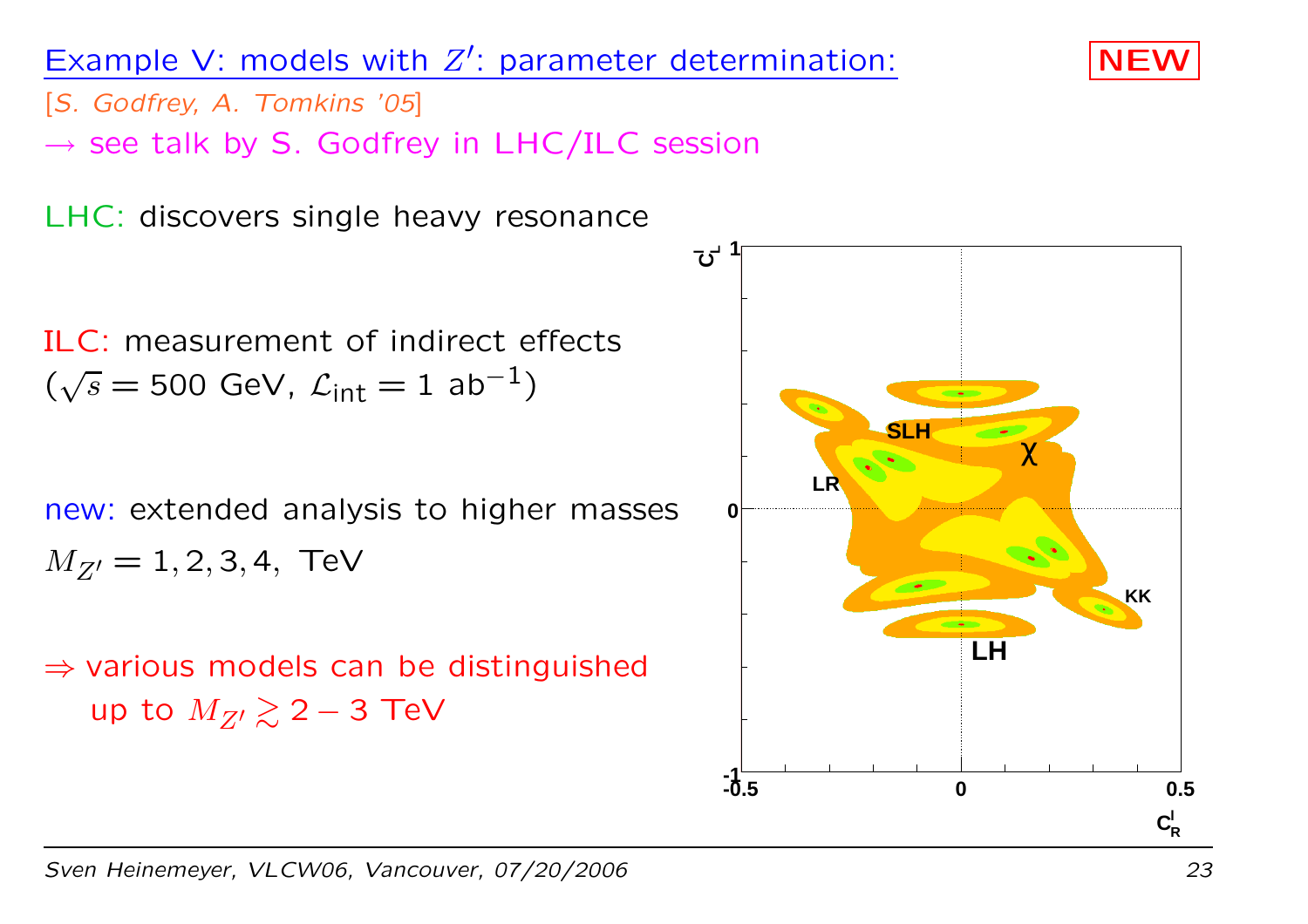## Example V: models with $Z'$: parameter determination:

**NEW**

[S. Godfrey, A. Tomkins '05]

$\rightarrow$ see talk by S. Godfrey in LHC/ILC session

LHC: discovers single heavy resonance

ILC: measurement of indirect effects
($\sqrt{s} = 500$ GeV, $\mathcal{L}_{\text{int}} = 1\ \text{ab}^{-1}$)

new: extended analysis to higher masses
$M_{Z'} = 1, 2, 3, 4,$ TeV

$\Rightarrow$ various models can be distinguished
up to $M_{Z'} \gtrsim 2 - 3$ TeV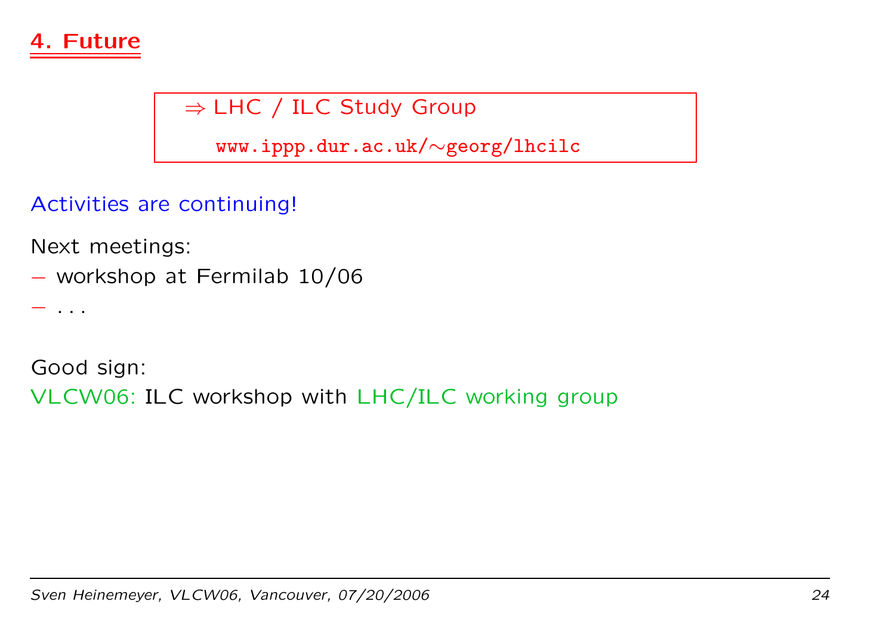## 4. Future

$\Rightarrow$ LHC / ILC Study Group

www.ippp.dur.ac.uk/~georg/lhcilc

Activities are continuing!

Next meetings:

- workshop at Fermilab 10/06
- ...

Good sign:
VLCW06: ILC workshop with LHC/ILC working group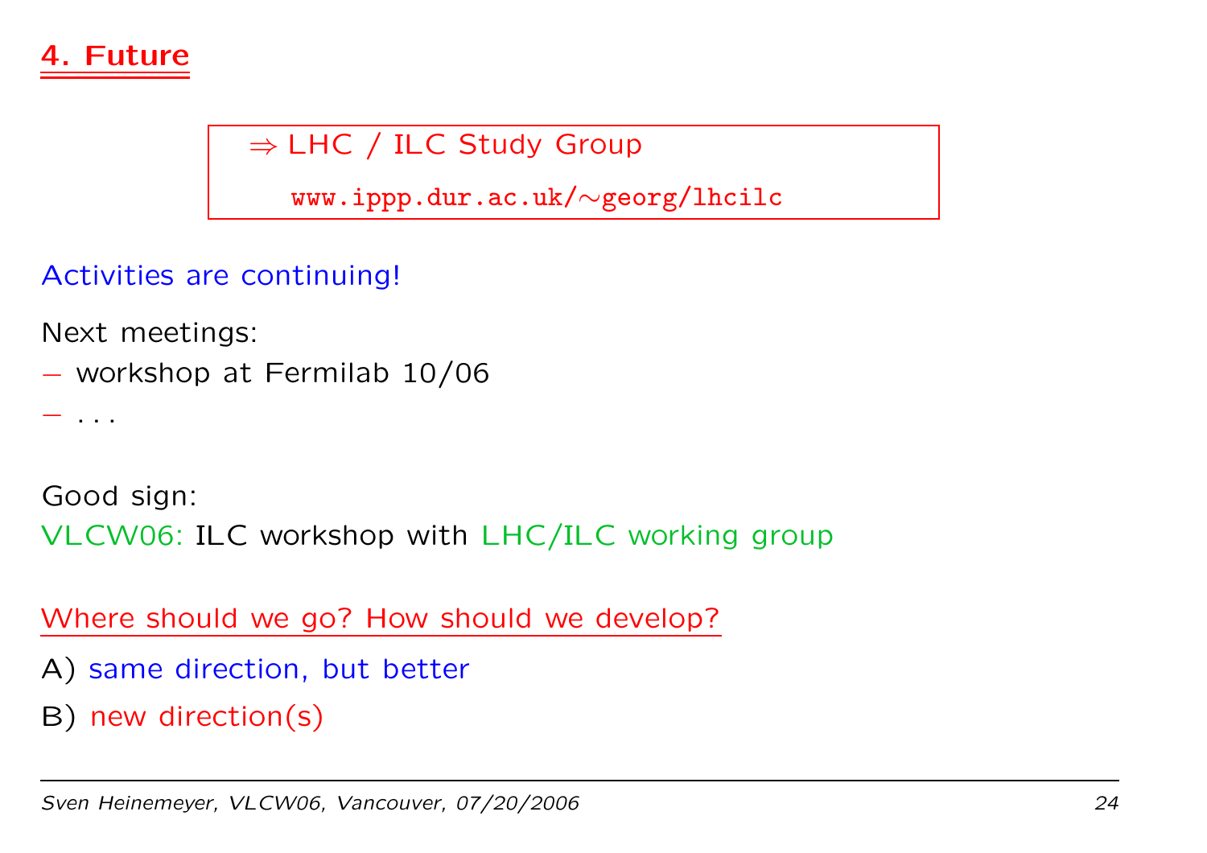## 4. Future

$\Rightarrow$ LHC / ILC Study Group

www.ipp.dur.ac.uk/~georg/lhcilc

Activities are continuing!

Next meetings:

– workshop at Fermilab 10/06

– . . .

Good sign:

VLCW06: ILC workshop with LHC/ILC working group

Where should we go? How should we develop?

A) same direction, but better

B) new direction(s)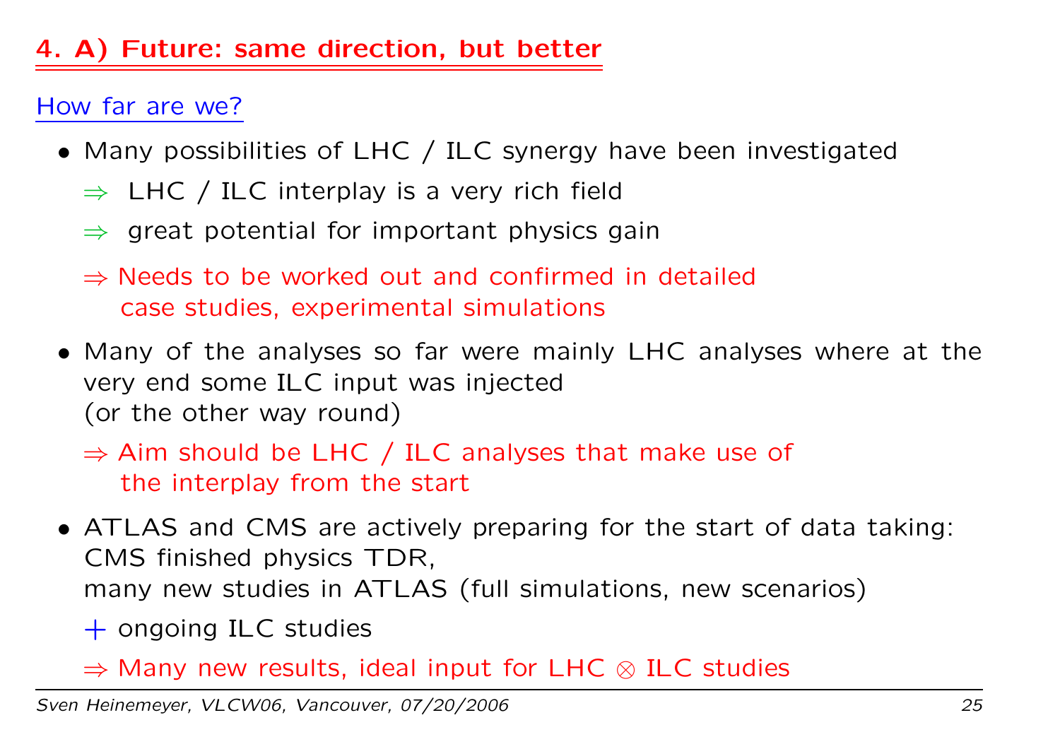## 4. A) Future: same direction, but better

How far are we?

- Many possibilities of LHC / ILC synergy have been investigated

  $\Rightarrow$ LHC / ILC interplay is a very rich field

  $\Rightarrow$ great potential for important physics gain

  $\Rightarrow$ Needs to be worked out and confirmed in detailed case studies, experimental simulations

- Many of the analyses so far were mainly LHC analyses where at the very end some ILC input was injected (or the other way round)

  $\Rightarrow$ Aim should be LHC / ILC analyses that make use of the interplay from the start

- ATLAS and CMS are actively preparing for the start of data taking: CMS finished physics TDR, many new studies in ATLAS (full simulations, new scenarios)

  $+$ ongoing ILC studies

  $\Rightarrow$ Many new results, ideal input for LHC $\otimes$ ILC studies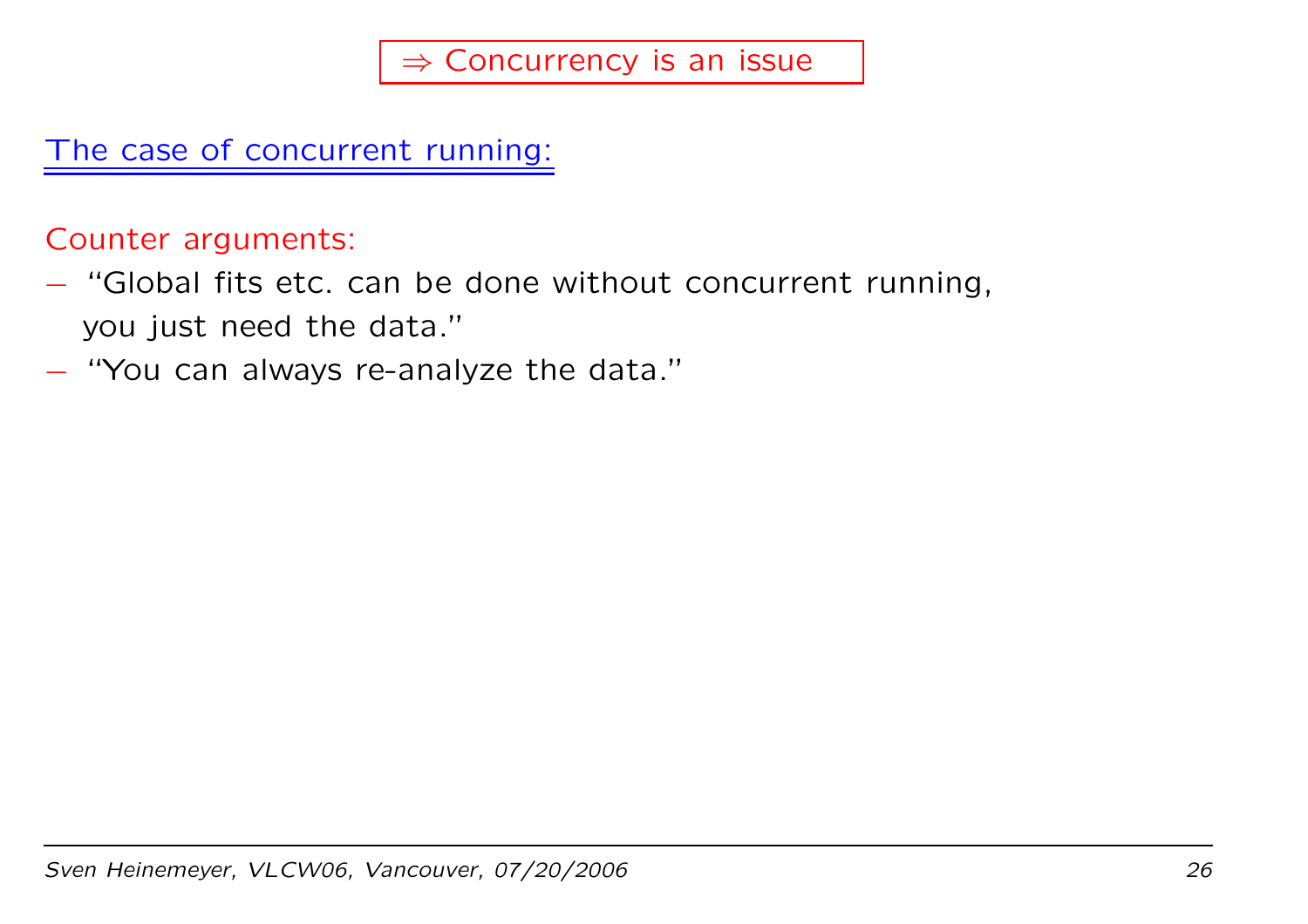**⇒ Concurrency is an issue**

## The case of concurrent running:

Counter arguments:

- "Global fits etc. can be done without concurrent running, you just need the data."
- "You can always re-analyze the data."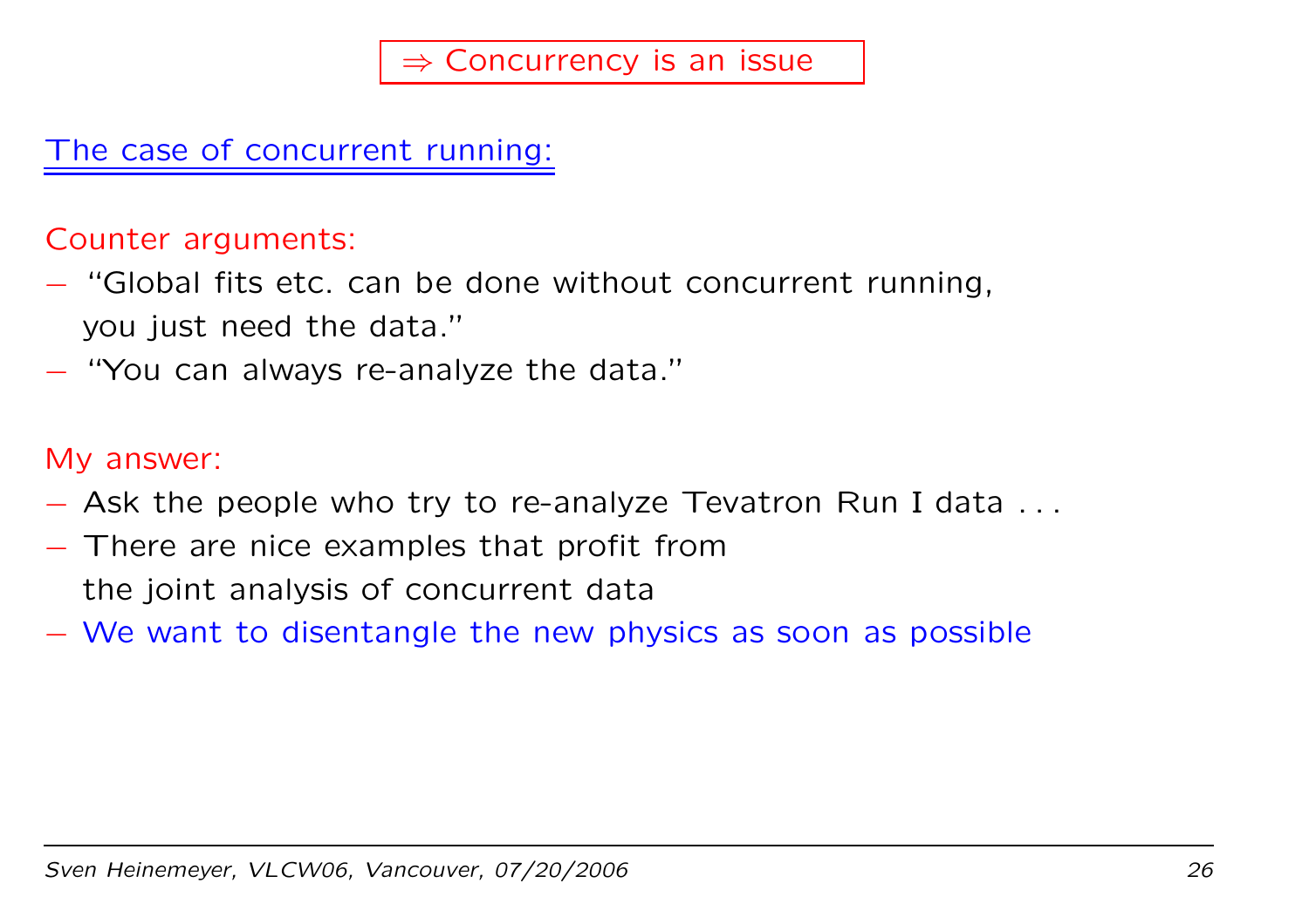**⇒ Concurrency is an issue**

## The case of concurrent running:

Counter arguments:

- "Global fits etc. can be done without concurrent running, you just need the data."
- "You can always re-analyze the data."

My answer:

- Ask the people who try to re-analyze Tevatron Run I data . . .
- There are nice examples that profit from the joint analysis of concurrent data
- We want to disentangle the new physics as soon as possible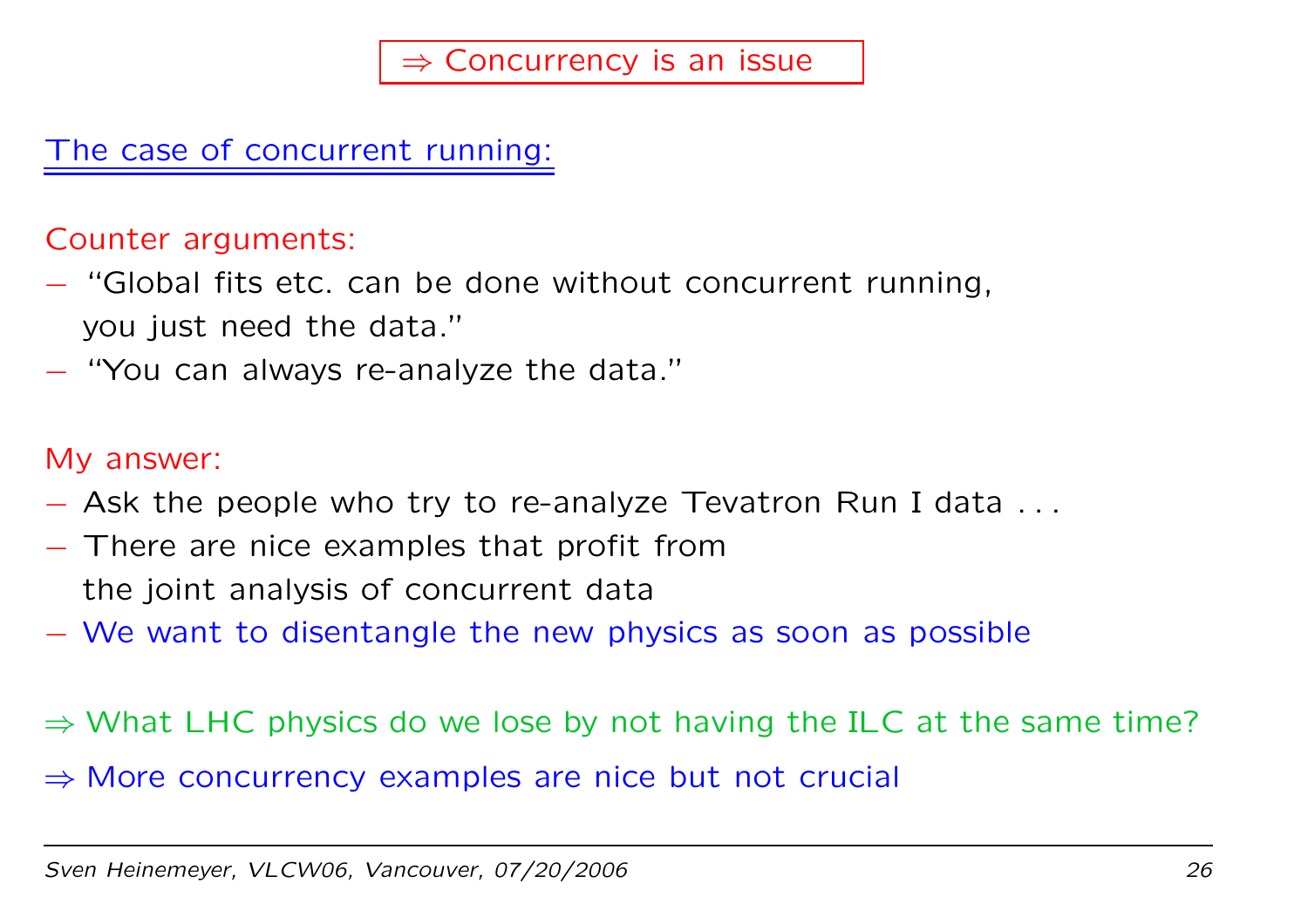**⇒ Concurrency is an issue**

## The case of concurrent running:

Counter arguments:

- "Global fits etc. can be done without concurrent running, you just need the data."
- "You can always re-analyze the data."

My answer:

- Ask the people who try to re-analyze Tevatron Run I data . . .
- There are nice examples that profit from the joint analysis of concurrent data
- We want to disentangle the new physics as soon as possible

⇒ What LHC physics do we lose by not having the ILC at the same time?

⇒ More concurrency examples are nice but not crucial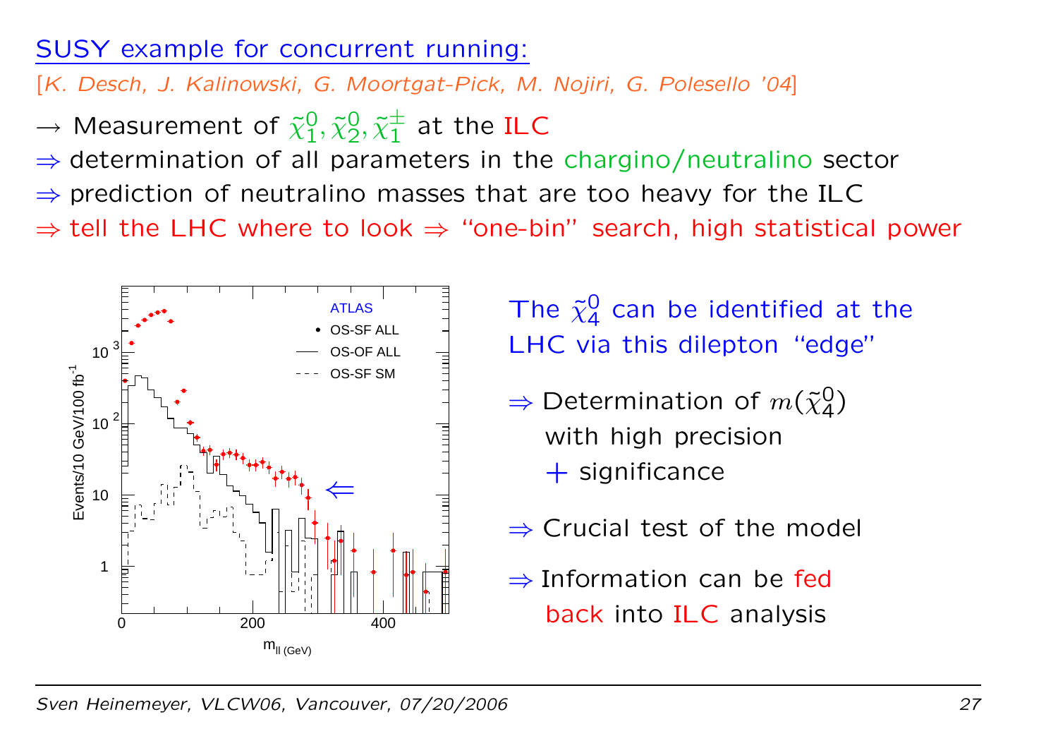## SUSY example for concurrent running:

[*K. Desch, J. Kalinowski, G. Moortgat-Pick, M. Nojiri, G. Polesello '04*]

$\rightarrow$ Measurement of $\tilde{\chi}^0_1, \tilde{\chi}^0_2, \tilde{\chi}^\pm_1$ at the ILC

$\Rightarrow$ determination of all parameters in the chargino/neutralino sector

$\Rightarrow$ prediction of neutralino masses that are too heavy for the ILC

$\Rightarrow$ tell the LHC where to look $\Rightarrow$ "one-bin" search, high statistical power

The $\tilde{\chi}^0_4$ can be identified at the LHC via this dilepton "edge"

- $\Rightarrow$ Determination of $m(\tilde{\chi}^0_4)$ with high precision + significance
- $\Rightarrow$ Crucial test of the model
- $\Rightarrow$ Information can be fed back into ILC analysis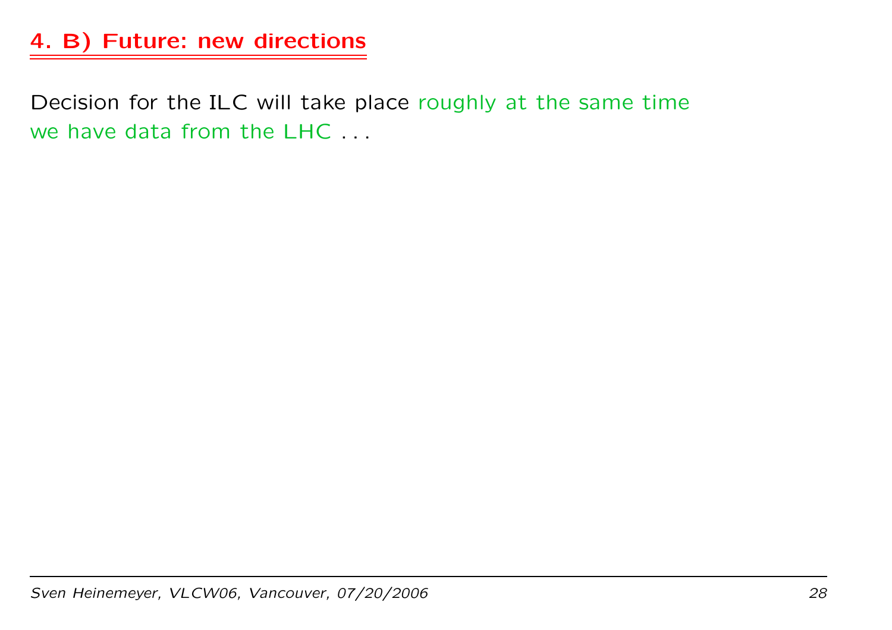## 4. B) Future: new directions

Decision for the ILC will take place roughly at the same time we have data from the LHC . . .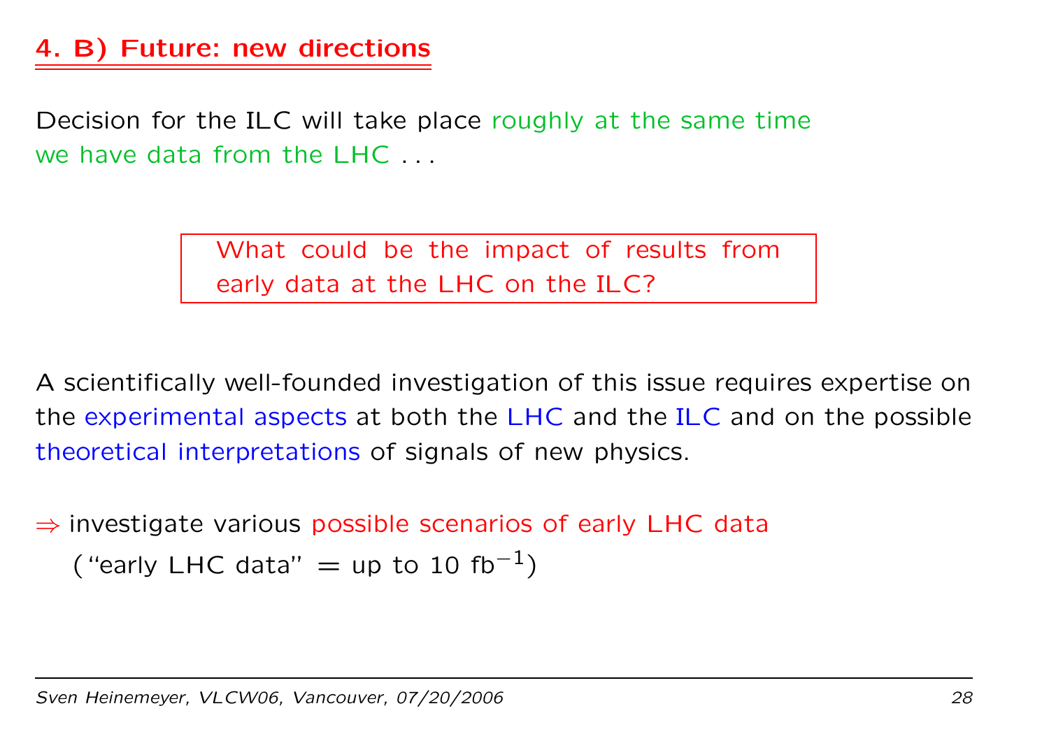## 4. B) Future: new directions

Decision for the ILC will take place roughly at the same time we have data from the LHC . . .

> What could be the impact of results from early data at the LHC on the ILC?

A scientifically well-founded investigation of this issue requires expertise on the experimental aspects at both the LHC and the ILC and on the possible theoretical interpretations of signals of new physics.

$\Rightarrow$ investigate various possible scenarios of early LHC data
("early LHC data" = up to 10 $\text{fb}^{-1}$)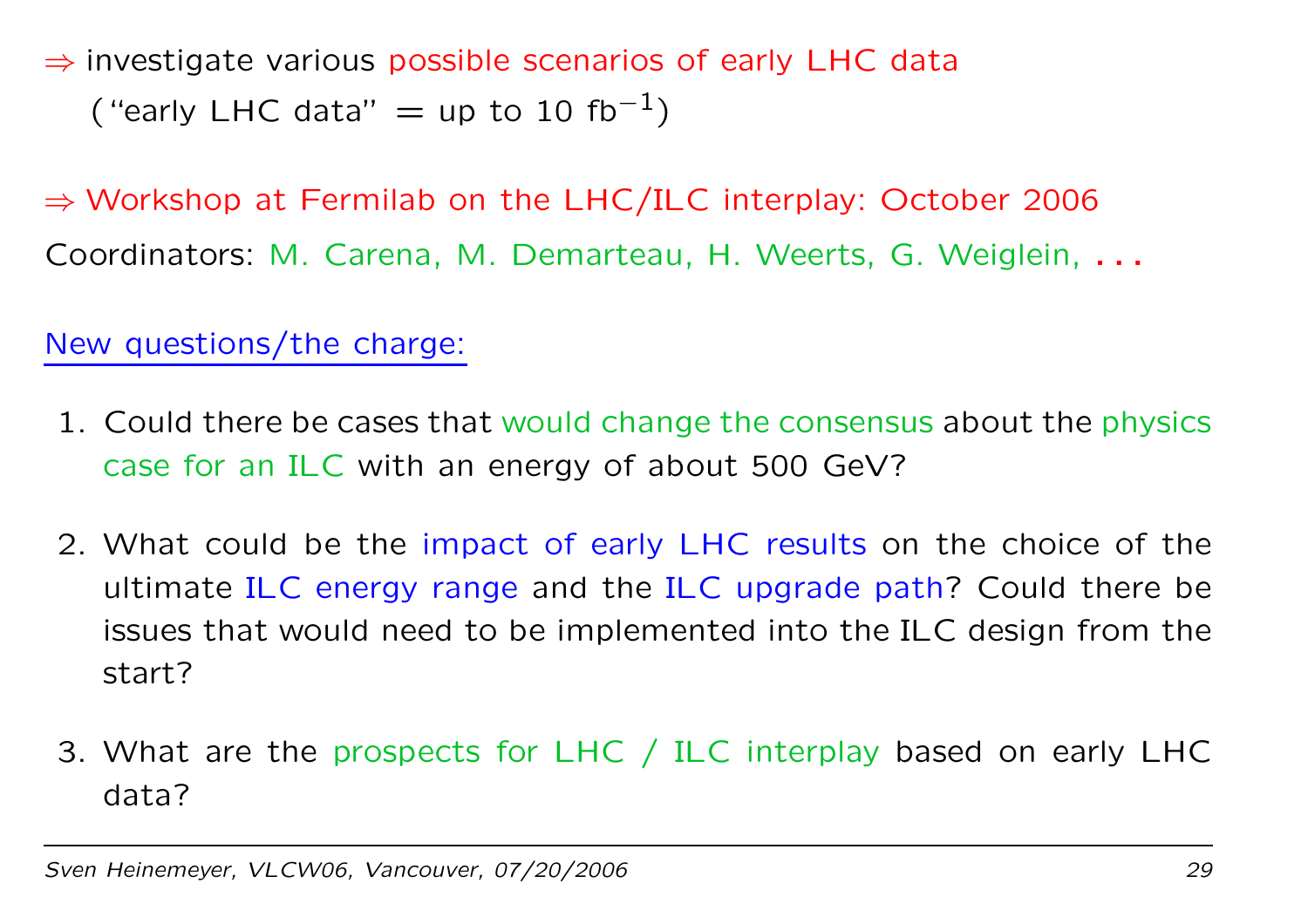$\Rightarrow$ investigate various possible scenarios of early LHC data
("early LHC data" = up to 10 $\text{fb}^{-1}$)

$\Rightarrow$ Workshop at Fermilab on the LHC/ILC interplay: October 2006

Coordinators: M. Carena, M. Demarteau, H. Weerts, G. Weiglein, . . .

New questions/the charge:

1. Could there be cases that would change the consensus about the physics case for an ILC with an energy of about 500 GeV?
2. What could be the impact of early LHC results on the choice of the ultimate ILC energy range and the ILC upgrade path? Could there be issues that would need to be implemented into the ILC design from the start?
3. What are the prospects for LHC / ILC interplay based on early LHC data?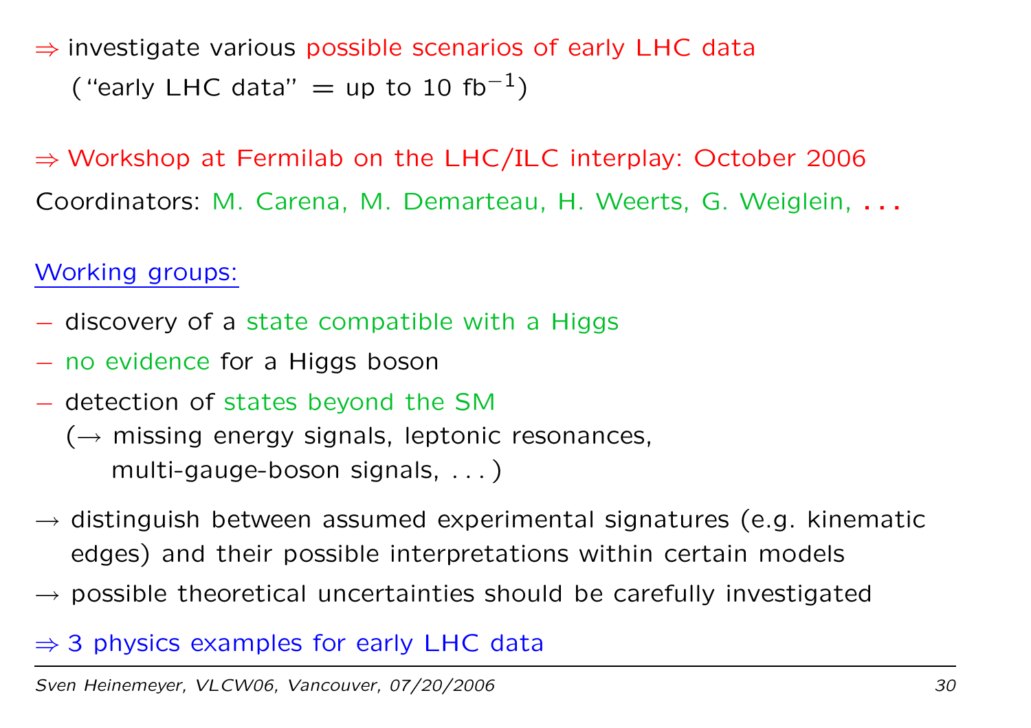$\Rightarrow$ investigate various possible scenarios of early LHC data
("early LHC data" = up to 10 $\text{fb}^{-1}$)

$\Rightarrow$ Workshop at Fermilab on the LHC/ILC interplay: October 2006

Coordinators: M. Carena, M. Demarteau, H. Weerts, G. Weiglein, ...

Working groups:

- discovery of a state compatible with a Higgs
- no evidence for a Higgs boson
- detection of states beyond the SM
  ($\rightarrow$ missing energy signals, leptonic resonances,
  multi-gauge-boson signals, ...)

$\rightarrow$ distinguish between assumed experimental signatures (e.g. kinematic edges) and their possible interpretations within certain models

$\rightarrow$ possible theoretical uncertainties should be carefully investigated

$\Rightarrow$ 3 physics examples for early LHC data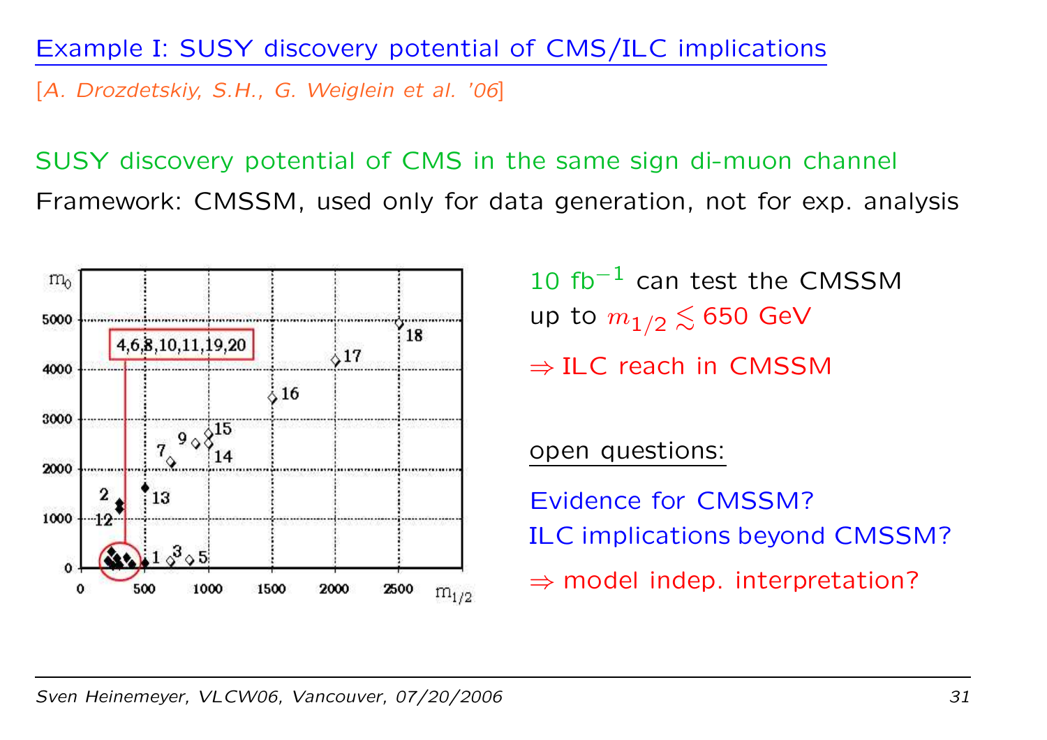## Example I: SUSY discovery potential of CMS/ILC implications

[*A. Drozdetskiy, S.H., G. Weiglein et al. '06*]

SUSY discovery potential of CMS in the same sign di-muon channel

Framework: CMSSM, used only for data generation, not for exp. analysis

10 fb$^{-1}$ can test the CMSSM up to $m_{1/2} \lesssim$ 650 GeV

$\Rightarrow$ ILC reach in CMSSM

open questions:

Evidence for CMSSM?

ILC implications beyond CMSSM?

$\Rightarrow$ model indep. interpretation?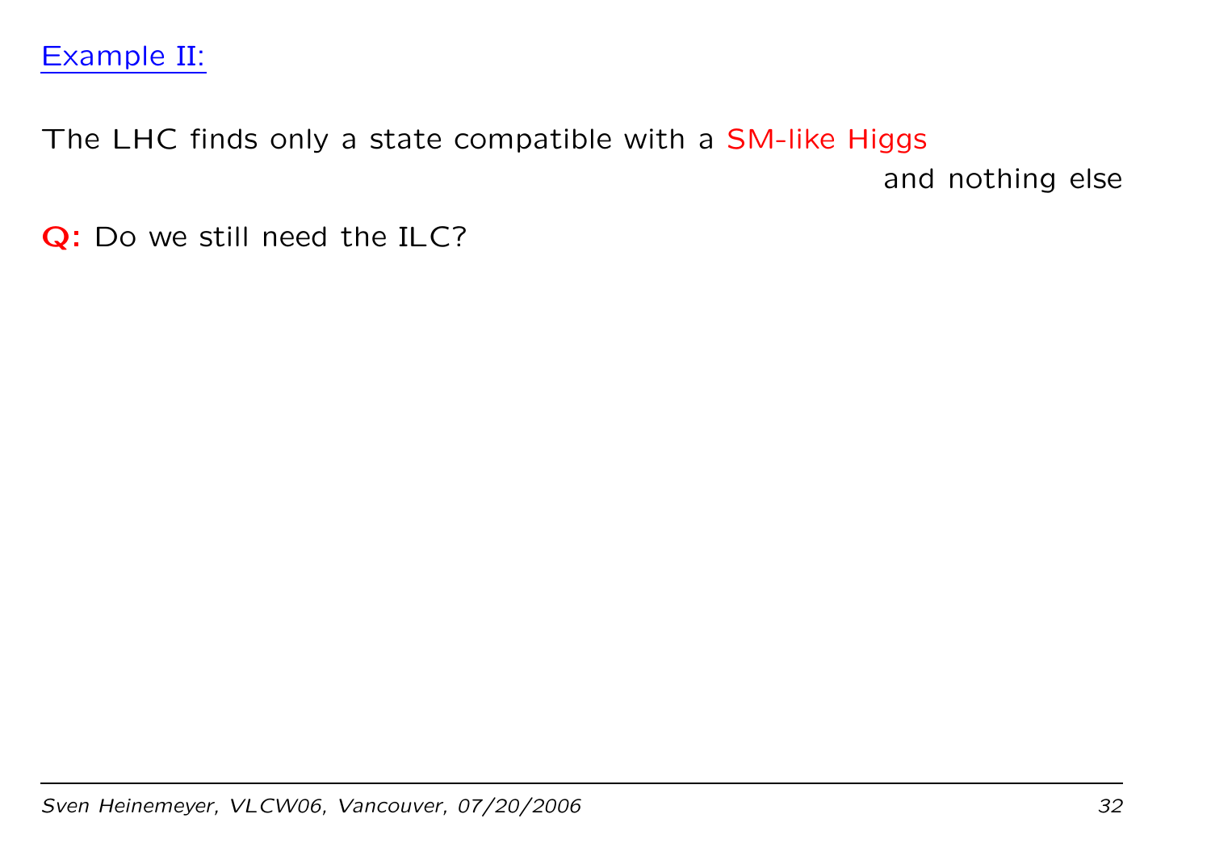## Example II:

The LHC finds only a state compatible with a SM-like Higgs

and nothing else

**Q:** Do we still need the ILC?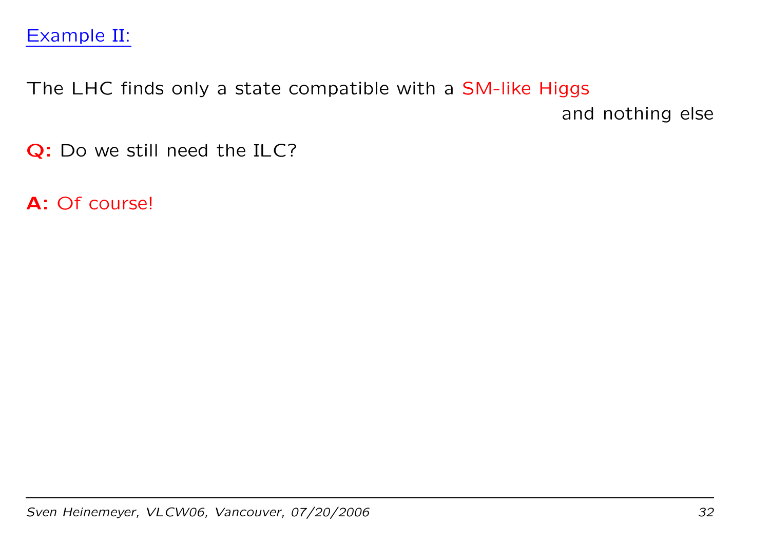Example II:

The LHC finds only a state compatible with a SM-like Higgs and nothing else

**Q:** Do we still need the ILC?

**A:** Of course!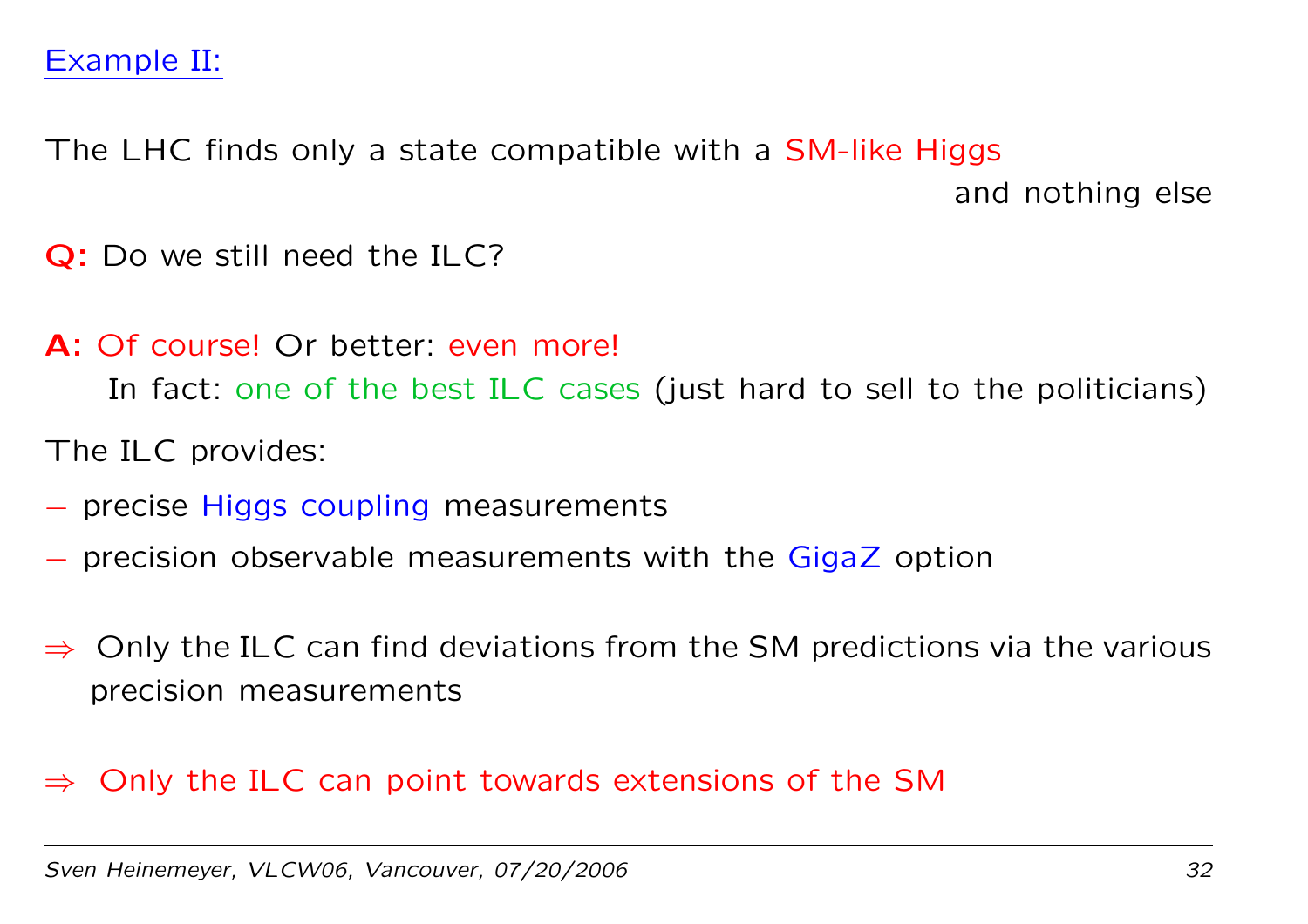## Example II:

The LHC finds only a state compatible with a SM-like Higgs and nothing else

**Q:** Do we still need the ILC?

**A:** Of course! Or better: even more!
In fact: one of the best ILC cases (just hard to sell to the politicians)

The ILC provides:

- precise Higgs coupling measurements
- precision observable measurements with the GigaZ option

$\Rightarrow$ Only the ILC can find deviations from the SM predictions via the various precision measurements

$\Rightarrow$ Only the ILC can point towards extensions of the SM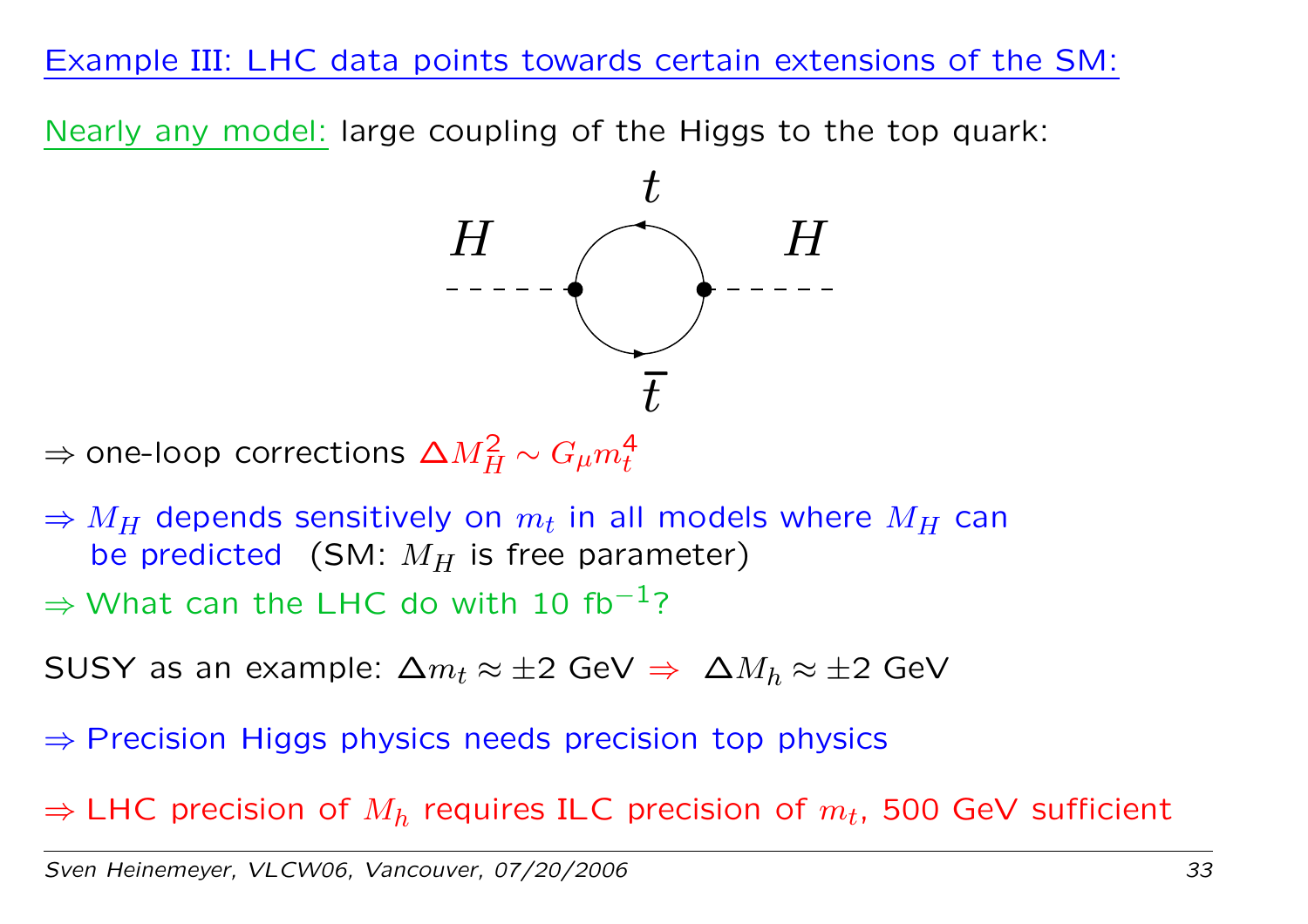## Example III: LHC data points towards certain extensions of the SM:

Nearly any model: large coupling of the Higgs to the top quark:

$\Rightarrow$ one-loop corrections $\Delta M_H^2 \sim G_\mu m_t^4$

$\Rightarrow$ $M_H$ depends sensitively on $m_t$ in all models where $M_H$ can be predicted (SM: $M_H$ is free parameter)

$\Rightarrow$ What can the LHC do with 10 fb$^{-1}$?

SUSY as an example: $\Delta m_t \approx \pm 2$ GeV $\Rightarrow$ $\Delta M_h \approx \pm 2$ GeV

$\Rightarrow$ Precision Higgs physics needs precision top physics

$\Rightarrow$ LHC precision of $M_h$ requires ILC precision of $m_t$, 500 GeV sufficient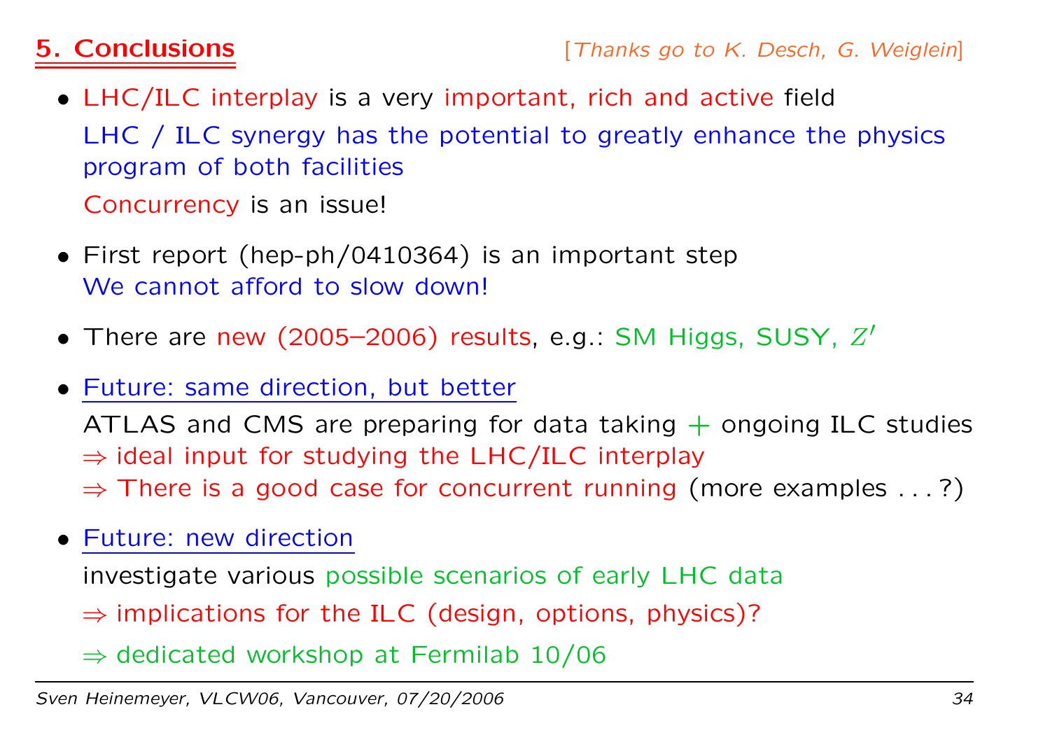## 5. Conclusions

[*Thanks go to K. Desch, G. Weiglein*]

- LHC/ILC interplay is a very important, rich and active field

  LHC / ILC synergy has the potential to greatly enhance the physics program of both facilities

  Concurrency is an issue!

- First report (hep-ph/0410364) is an important step

  We cannot afford to slow down!

- There are new (2005–2006) results, e.g.: SM Higgs, SUSY, $Z'$

- Future: same direction, but better

  ATLAS and CMS are preparing for data taking + ongoing ILC studies

  $\Rightarrow$ ideal input for studying the LHC/ILC interplay

  $\Rightarrow$ There is a good case for concurrent running (more examples . . . ?)

- Future: new direction

  investigate various possible scenarios of early LHC data

  $\Rightarrow$ implications for the ILC (design, options, physics)?

  $\Rightarrow$ dedicated workshop at Fermilab 10/06